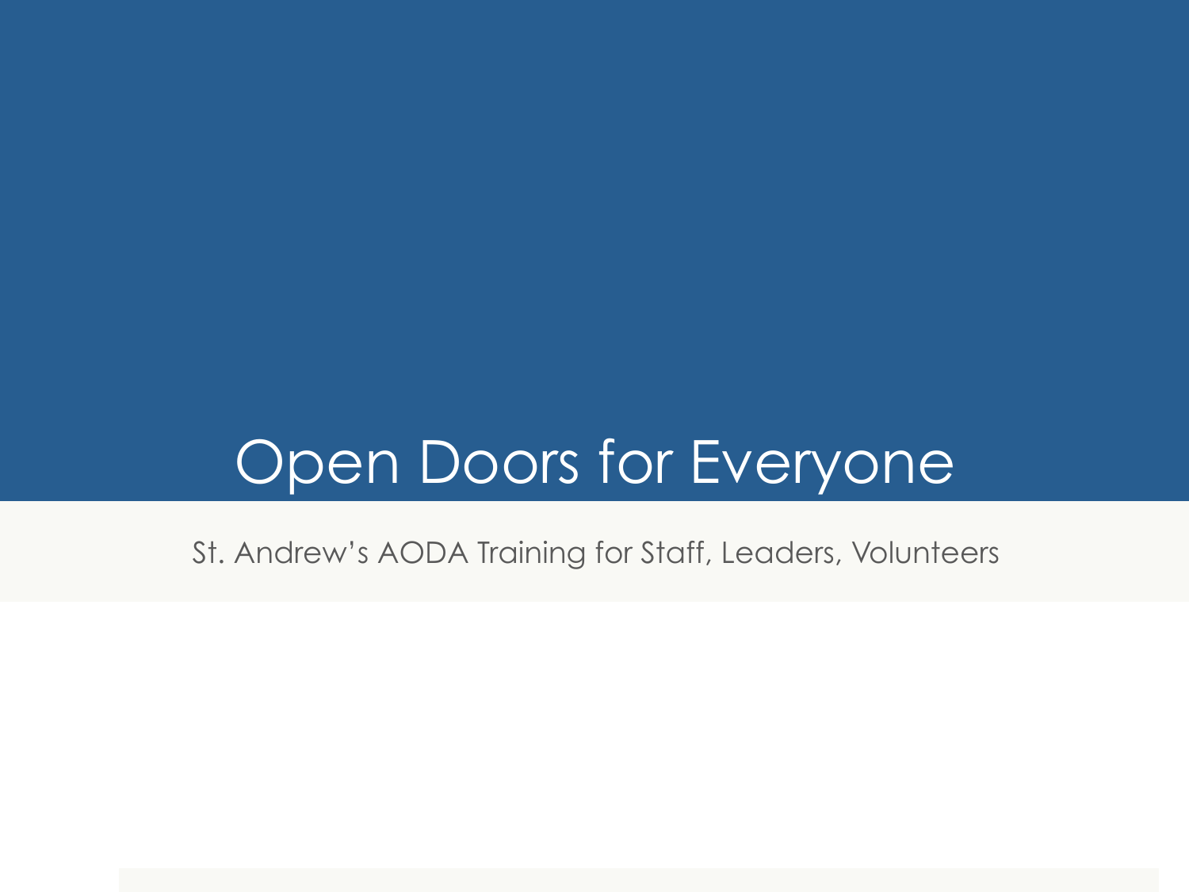# Open Doors for Everyone

St. Andrew’s AODA Training for Staff, Leaders, Volunteers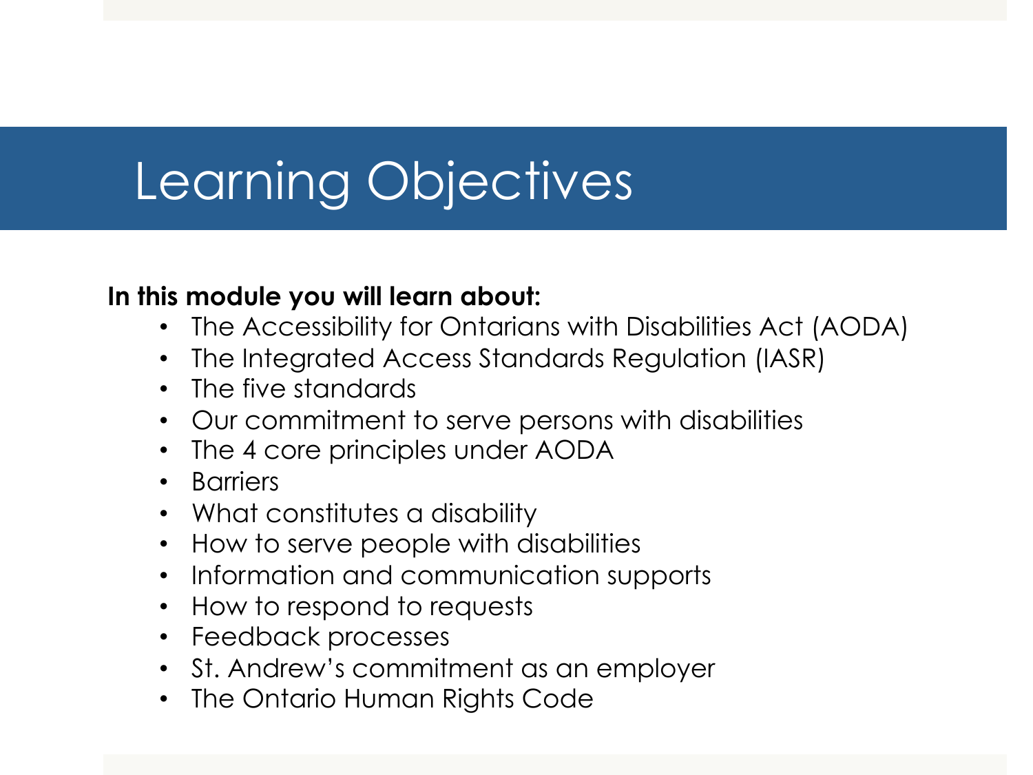# Learning Objectives

**In this module you will learn about:**

- The Accessibility for Ontarians with Disabilities Act (AODA)
- The Integrated Access Standards Regulation (IASR)
- The five standards
- Our commitment to serve persons with disabilities
- The 4 core principles under AODA
- Barriers
- What constitutes a disability
- How to serve people with disabilities
- Information and communication supports
- How to respond to requests
- Feedback processes
- St. Andrew's commitment as an employer
- The Ontario Human Rights Code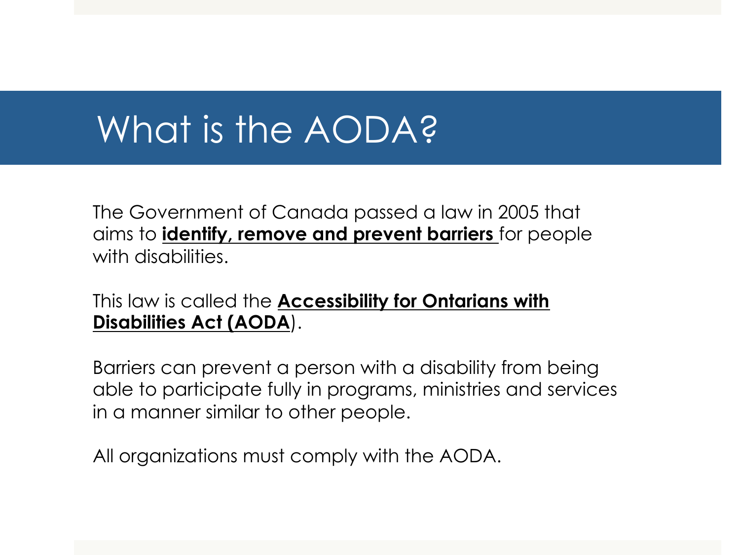# What is the AODA?

The Government of Canada passed a law in 2005 that aims to **identify, remove and prevent barriers** for people with disabilities.

This law is called the **Accessibility for Ontarians with Disabilities Act (AODA)**.

Barriers can prevent a person with a disability from being able to participate fully in programs, ministries and services in a manner similar to other people.

All organizations must comply with the AODA.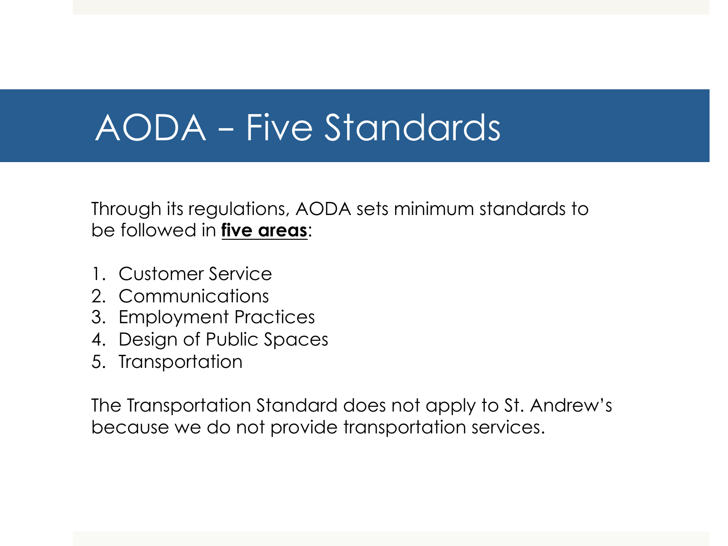# AODA – Five Standards

Through its regulations, AODA sets minimum standards to be followed in **five areas**:

1. Customer Service
2. Communications
3. Employment Practices
4. Design of Public Spaces
5. Transportation

The Transportation Standard does not apply to St. Andrew's because we do not provide transportation services.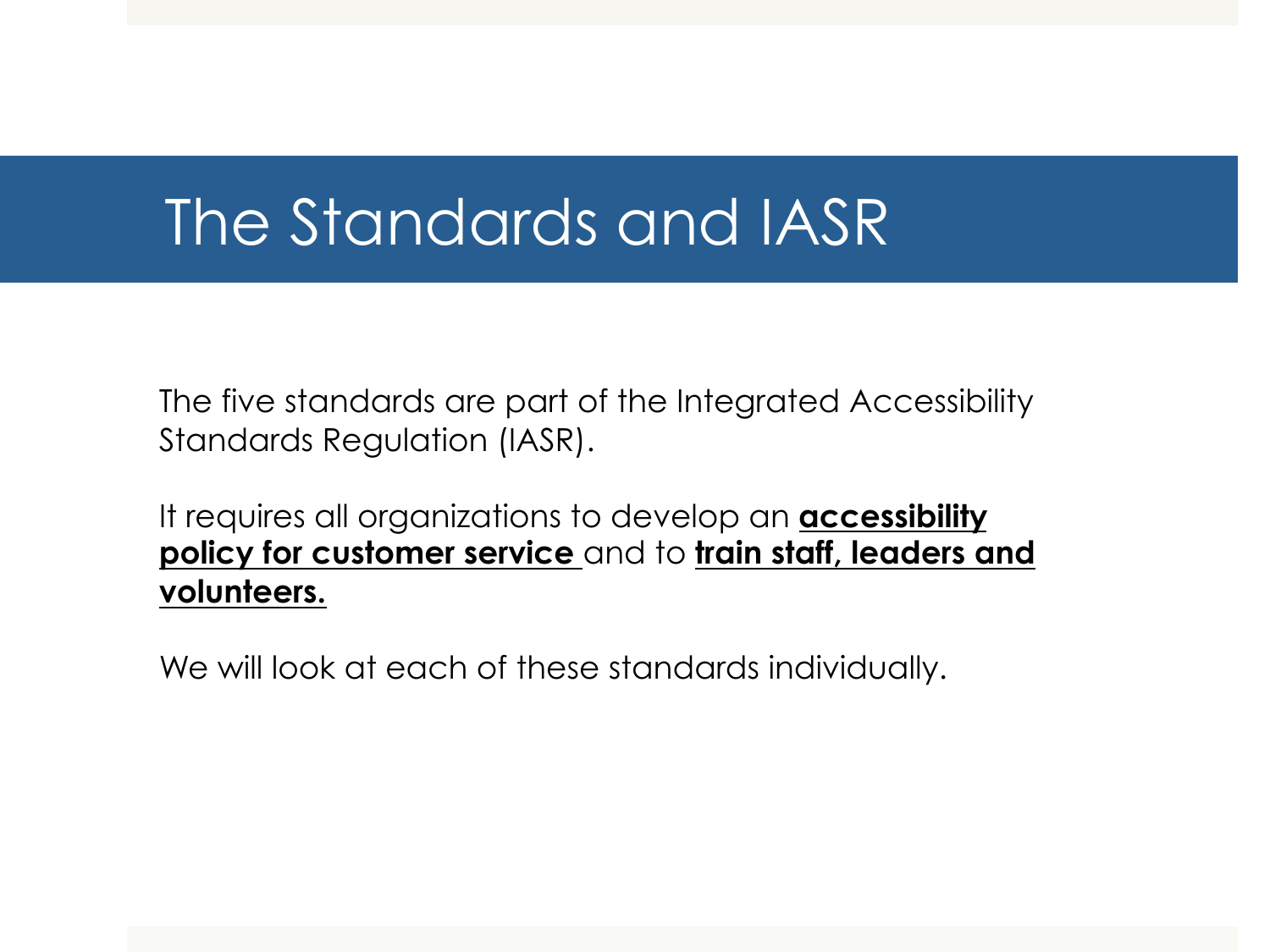# The Standards and IASR

The five standards are part of the Integrated Accessibility Standards Regulation (IASR).

It requires all organizations to develop an **accessibility policy for customer service** and to **train staff, leaders and volunteers.**

We will look at each of these standards individually.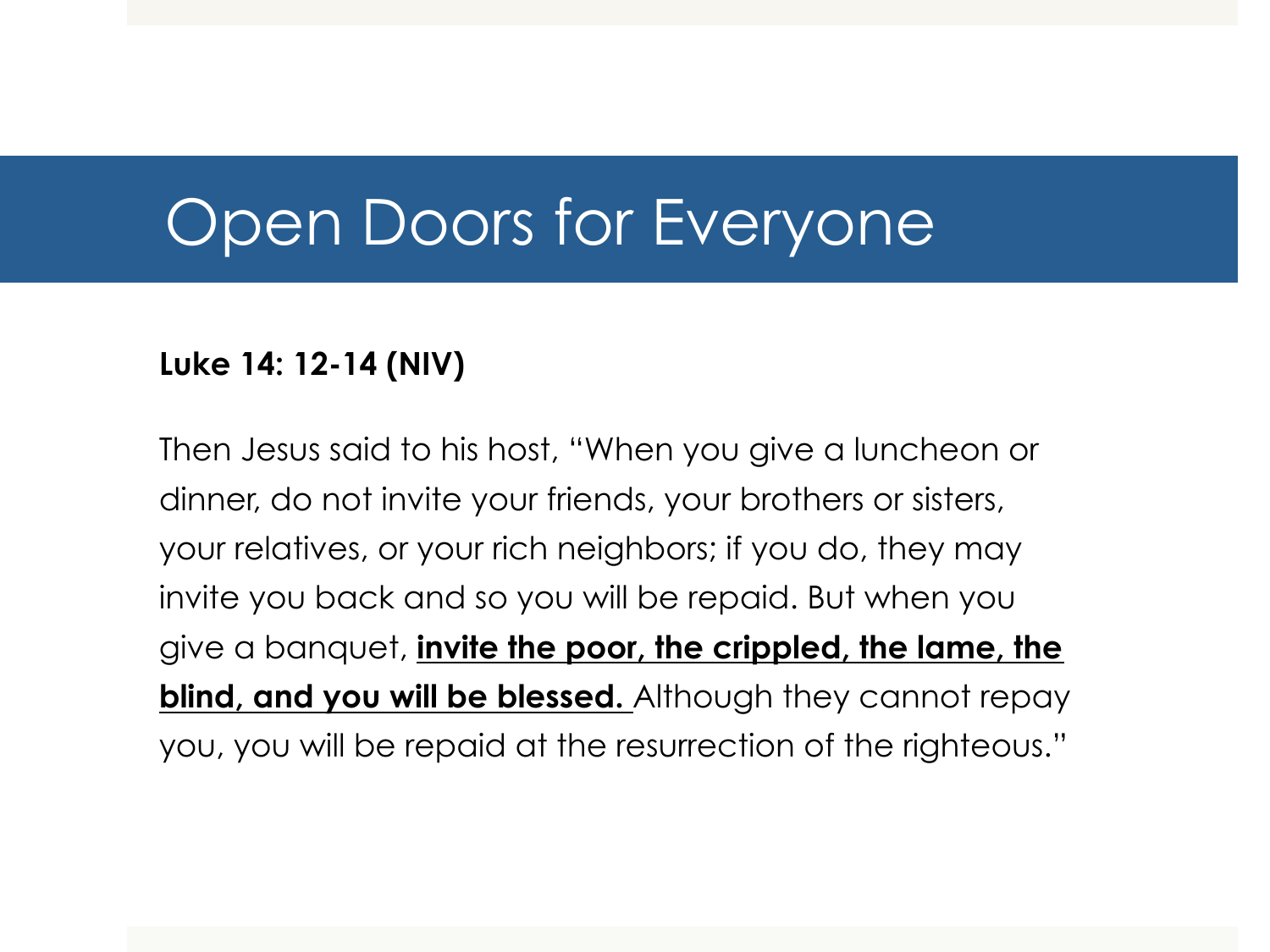# Open Doors for Everyone

**Luke 14: 12-14 (NIV)**

Then Jesus said to his host, "When you give a luncheon or dinner, do not invite your friends, your brothers or sisters, your relatives, or your rich neighbors; if you do, they may invite you back and so you will be repaid. But when you give a banquet, **<u>invite the poor, the crippled, the lame, the blind, and you will be blessed.</u>** Although they cannot repay you, you will be repaid at the resurrection of the righteous."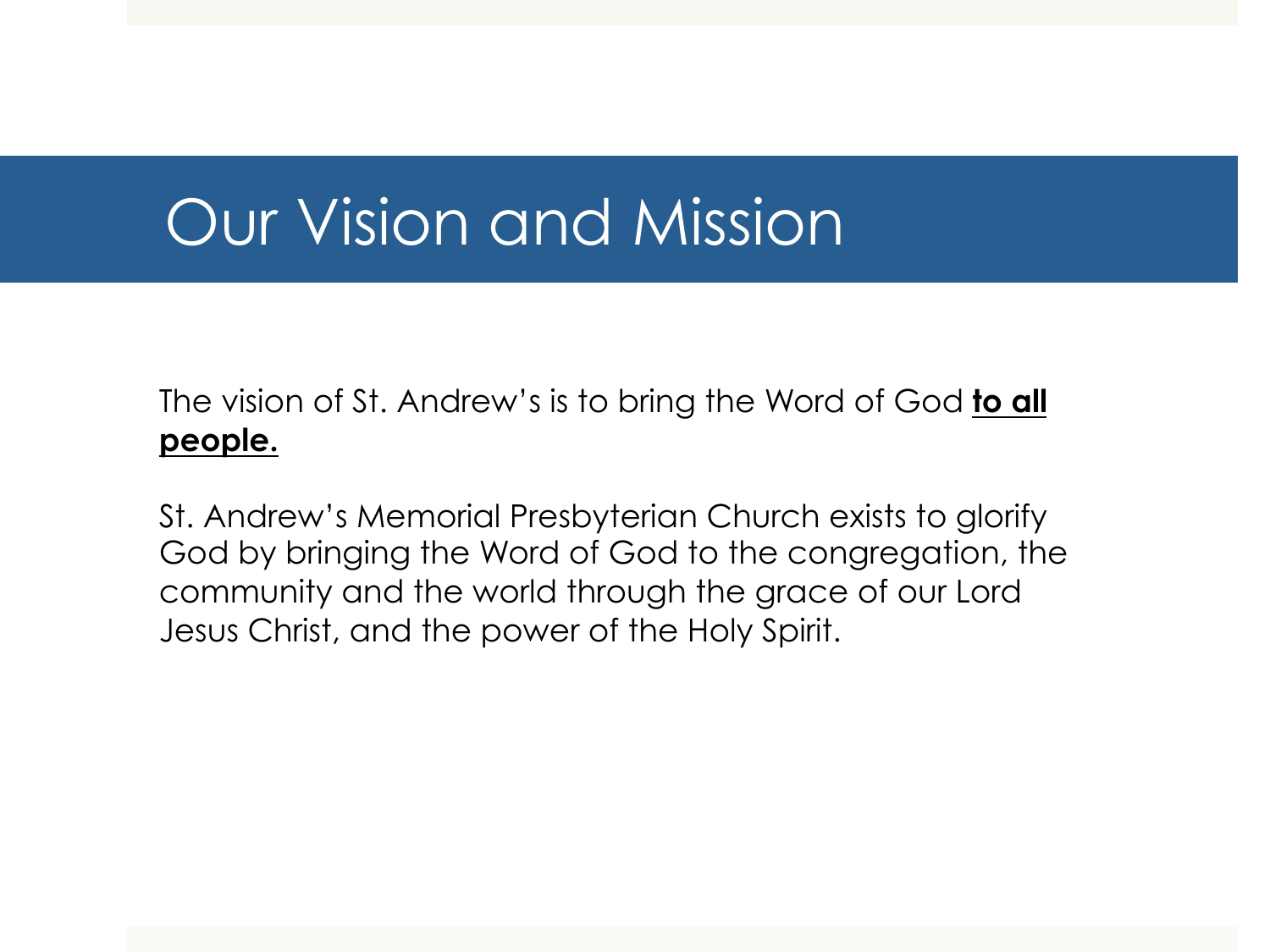# Our Vision and Mission

The vision of St. Andrew's is to bring the Word of God **<u>to all people.</u>**

St. Andrew's Memorial Presbyterian Church exists to glorify God by bringing the Word of God to the congregation, the community and the world through the grace of our Lord Jesus Christ, and the power of the Holy Spirit.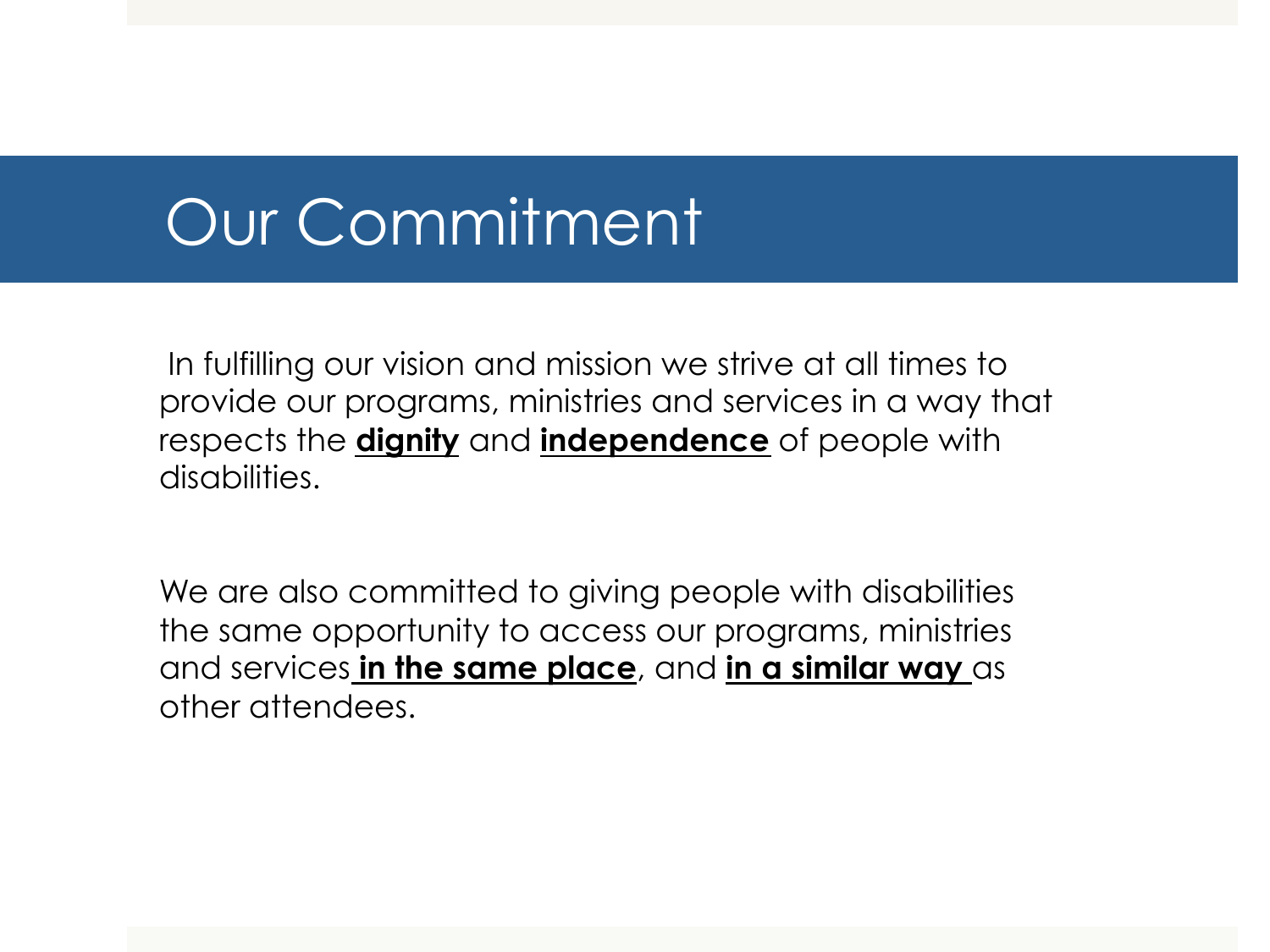# Our Commitment

In fulfilling our vision and mission we strive at all times to provide our programs, ministries and services in a way that respects the **dignity** and **independence** of people with disabilities.

We are also committed to giving people with disabilities the same opportunity to access our programs, ministries and services **in the same place**, and **in a similar way** as other attendees.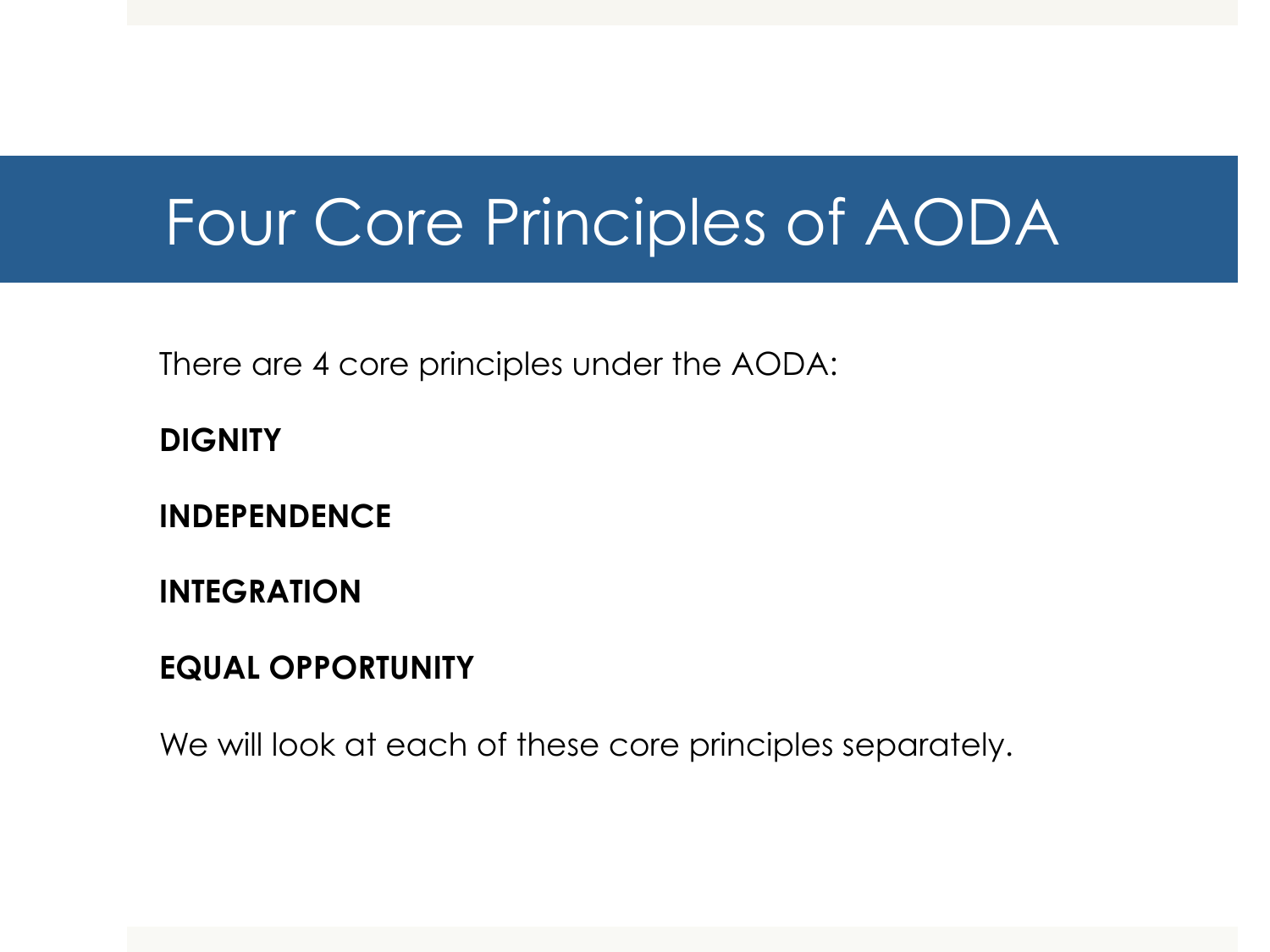# Four Core Principles of AODA

There are 4 core principles under the AODA:

**DIGNITY**

**INDEPENDENCE**

**INTEGRATION**

**EQUAL OPPORTUNITY**

We will look at each of these core principles separately.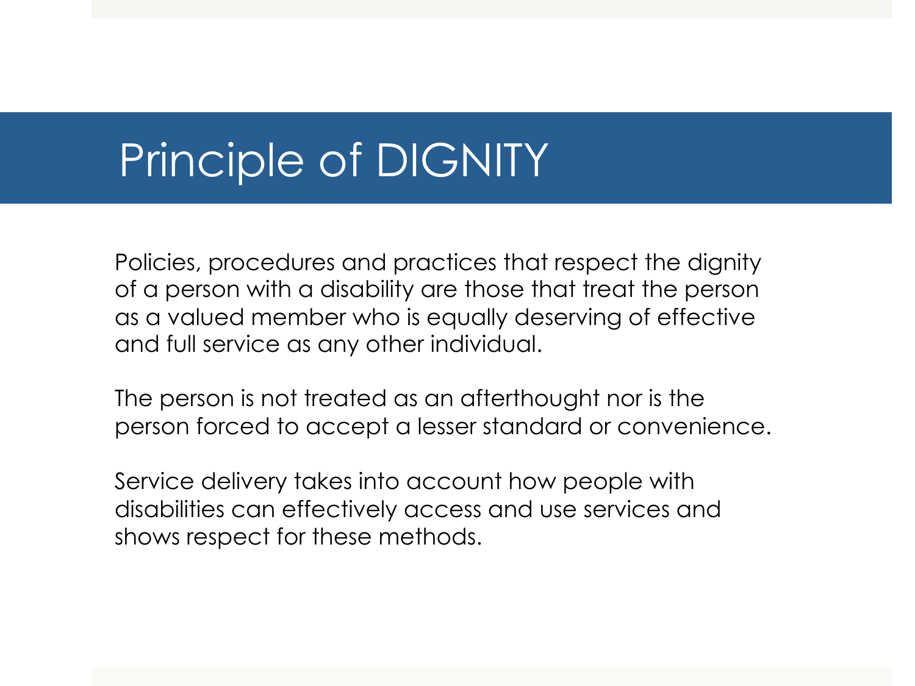# Principle of DIGNITY

Policies, procedures and practices that respect the dignity of a person with a disability are those that treat the person as a valued member who is equally deserving of effective and full service as any other individual.

The person is not treated as an afterthought nor is the person forced to accept a lesser standard or convenience.

Service delivery takes into account how people with disabilities can effectively access and use services and shows respect for these methods.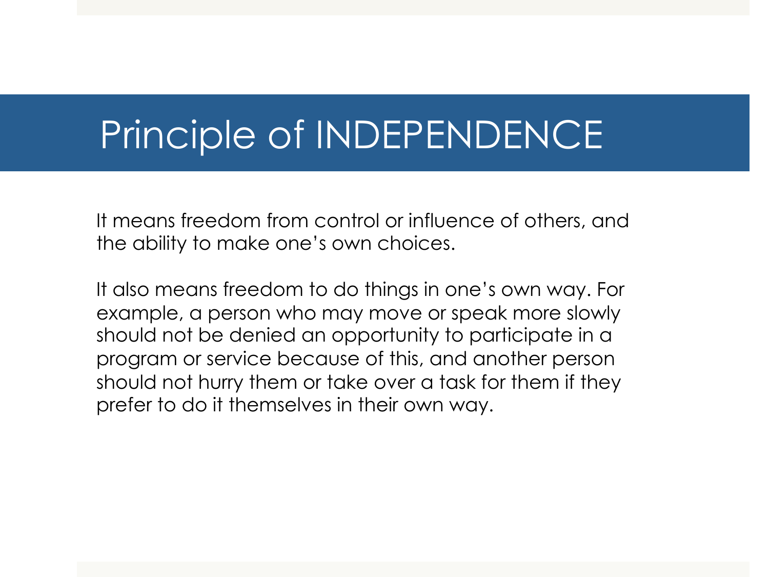# Principle of INDEPENDENCE

It means freedom from control or influence of others, and the ability to make one's own choices.

It also means freedom to do things in one's own way. For example, a person who may move or speak more slowly should not be denied an opportunity to participate in a program or service because of this, and another person should not hurry them or take over a task for them if they prefer to do it themselves in their own way.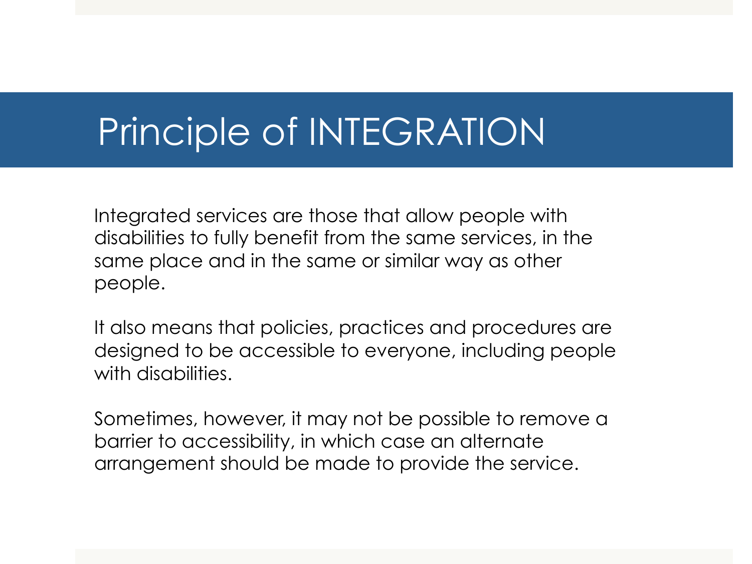# Principle of INTEGRATION

Integrated services are those that allow people with disabilities to fully benefit from the same services, in the same place and in the same or similar way as other people.

It also means that policies, practices and procedures are designed to be accessible to everyone, including people with disabilities.

Sometimes, however, it may not be possible to remove a barrier to accessibility, in which case an alternate arrangement should be made to provide the service.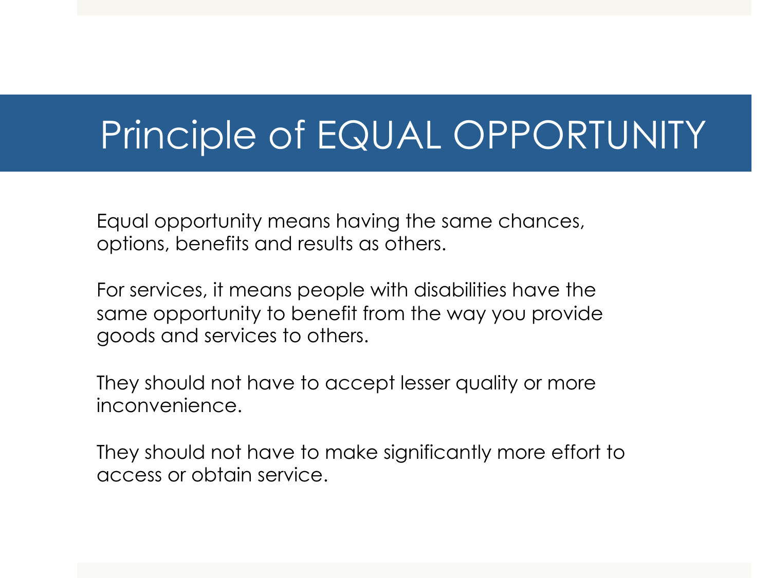# Principle of EQUAL OPPORTUNITY

Equal opportunity means having the same chances, options, benefits and results as others.

For services, it means people with disabilities have the same opportunity to benefit from the way you provide goods and services to others.

They should not have to accept lesser quality or more inconvenience.

They should not have to make significantly more effort to access or obtain service.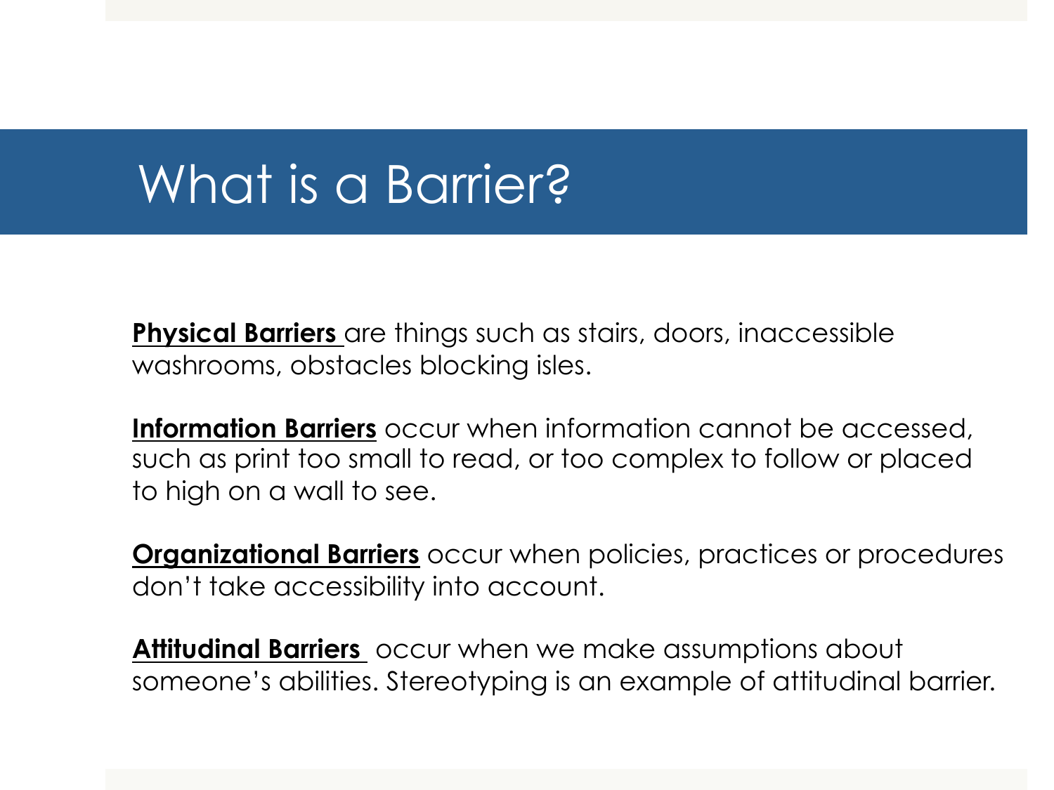# What is a Barrier?

**Physical Barriers** are things such as stairs, doors, inaccessible washrooms, obstacles blocking isles.

**Information Barriers** occur when information cannot be accessed, such as print too small to read, or too complex to follow or placed to high on a wall to see.

**Organizational Barriers** occur when policies, practices or procedures don't take accessibility into account.

**Attitudinal Barriers** occur when we make assumptions about someone's abilities. Stereotyping is an example of attitudinal barrier.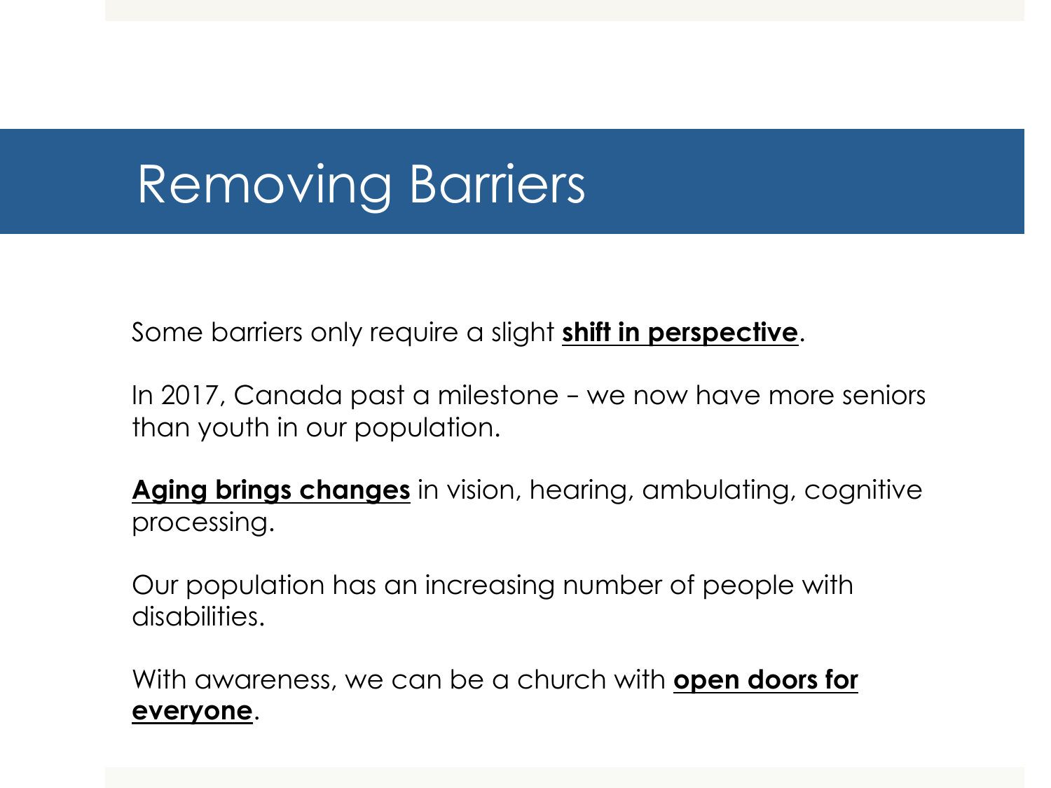# Removing Barriers

Some barriers only require a slight **<u>shift in perspective</u>**.

In 2017, Canada past a milestone – we now have more seniors than youth in our population.

**<u>Aging brings changes</u>** in vision, hearing, ambulating, cognitive processing.

Our population has an increasing number of people with disabilities.

With awareness, we can be a church with **<u>open doors for everyone</u>**.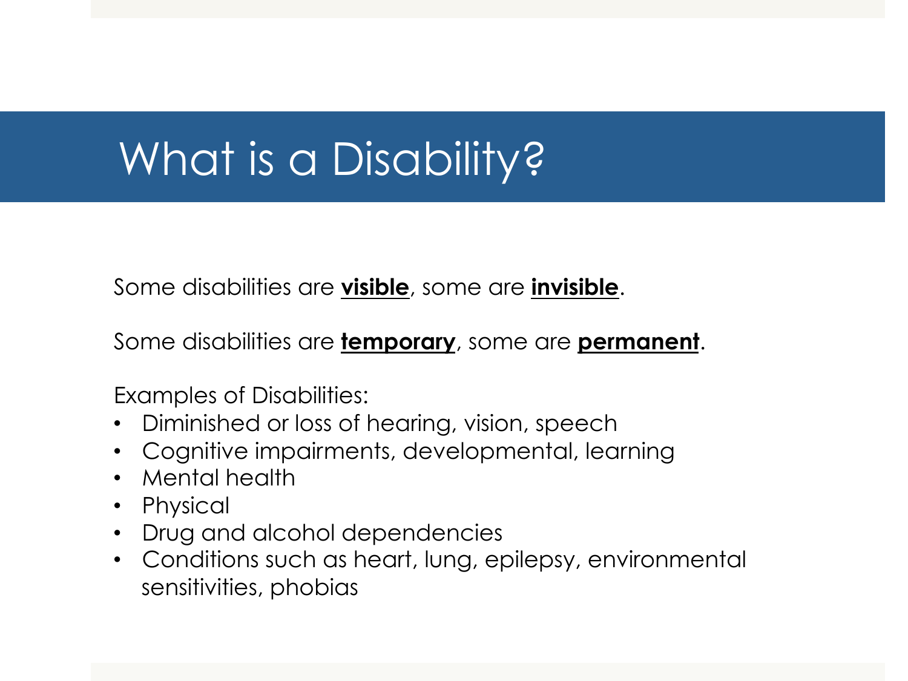# What is a Disability?

Some disabilities are **visible**, some are **invisible**.

Some disabilities are **temporary**, some are **permanent**.

Examples of Disabilities:

- Diminished or loss of hearing, vision, speech
- Cognitive impairments, developmental, learning
- Mental health
- Physical
- Drug and alcohol dependencies
- Conditions such as heart, lung, epilepsy, environmental sensitivities, phobias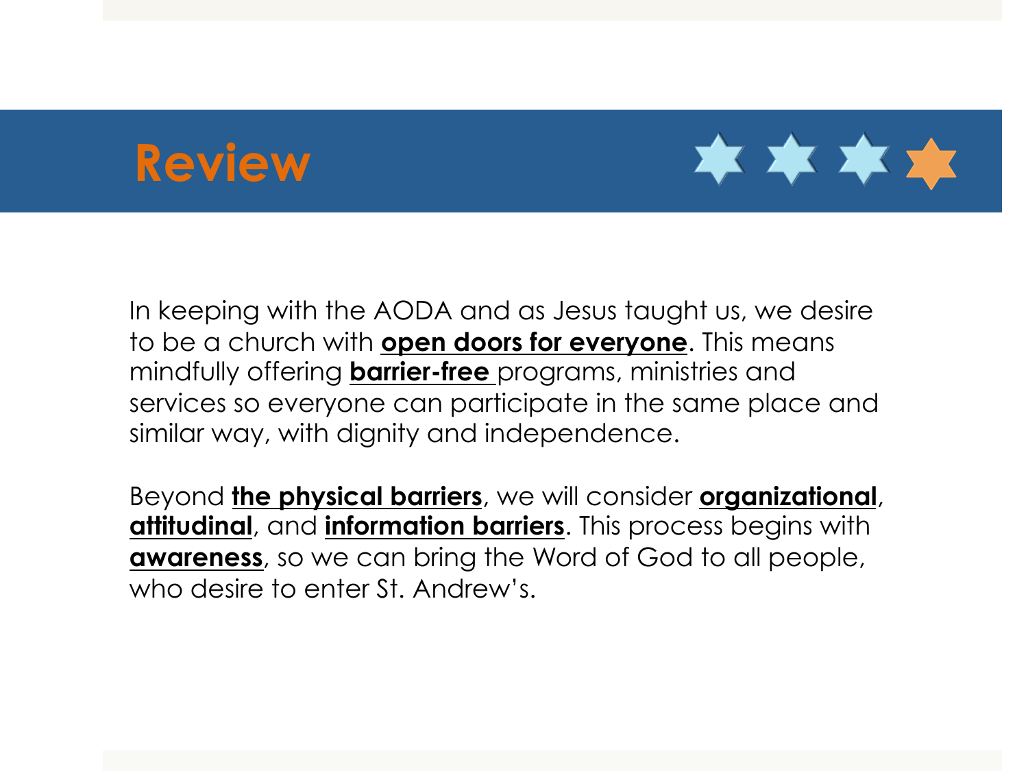# Review

In keeping with the AODA and as Jesus taught us, we desire to be a church with **open doors for everyone**. This means mindfully offering **barrier-free** programs, ministries and services so everyone can participate in the same place and similar way, with dignity and independence.

Beyond **the physical barriers**, we will consider **organizational**, **attitudinal**, and **information barriers**. This process begins with **awareness**, so we can bring the Word of God to all people, who desire to enter St. Andrew's.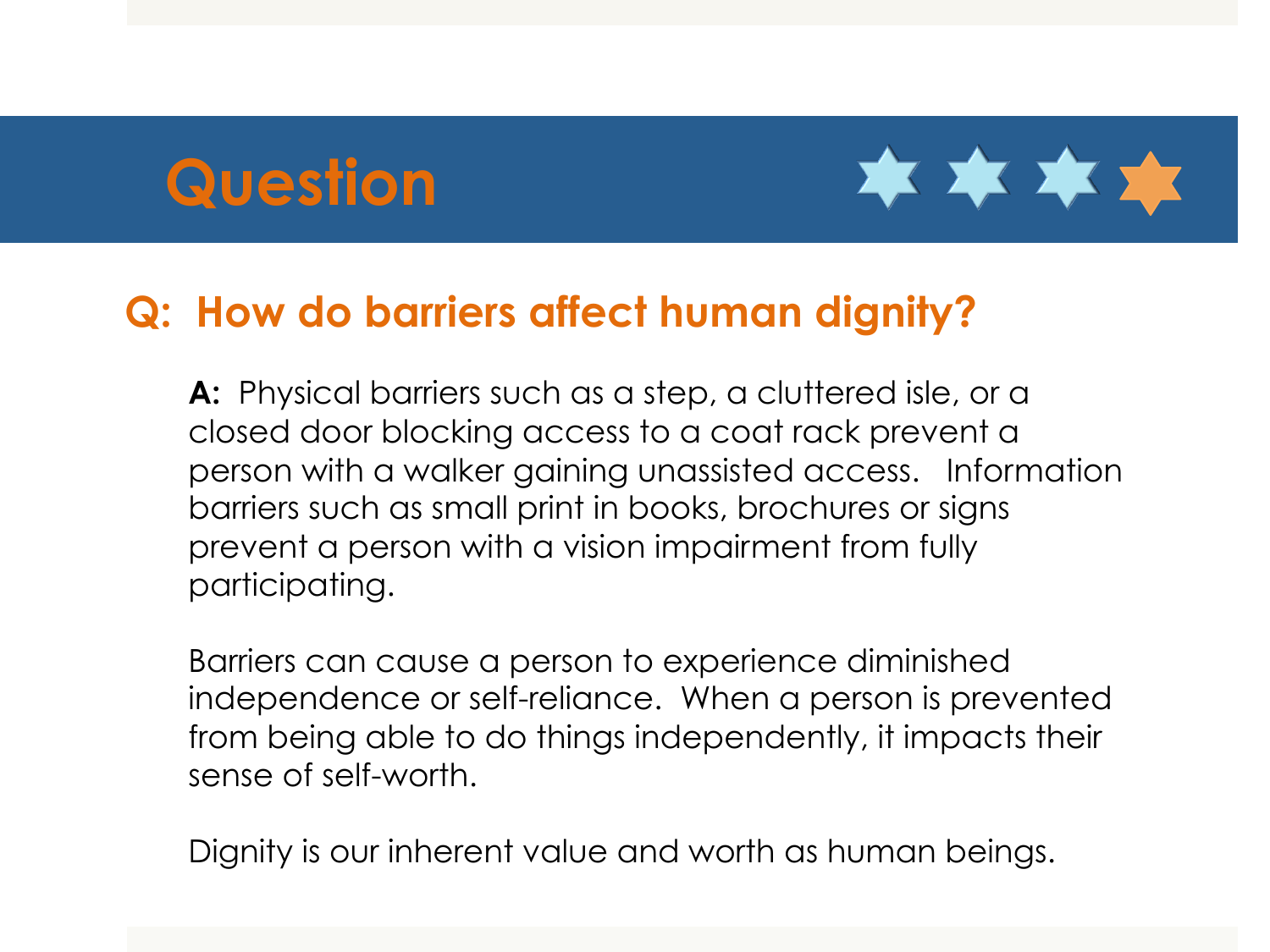# Question

## Q: How do barriers affect human dignity?

**A:** Physical barriers such as a step, a cluttered isle, or a closed door blocking access to a coat rack prevent a person with a walker gaining unassisted access. Information barriers such as small print in books, brochures or signs prevent a person with a vision impairment from fully participating.

Barriers can cause a person to experience diminished independence or self-reliance. When a person is prevented from being able to do things independently, it impacts their sense of self-worth.

Dignity is our inherent value and worth as human beings.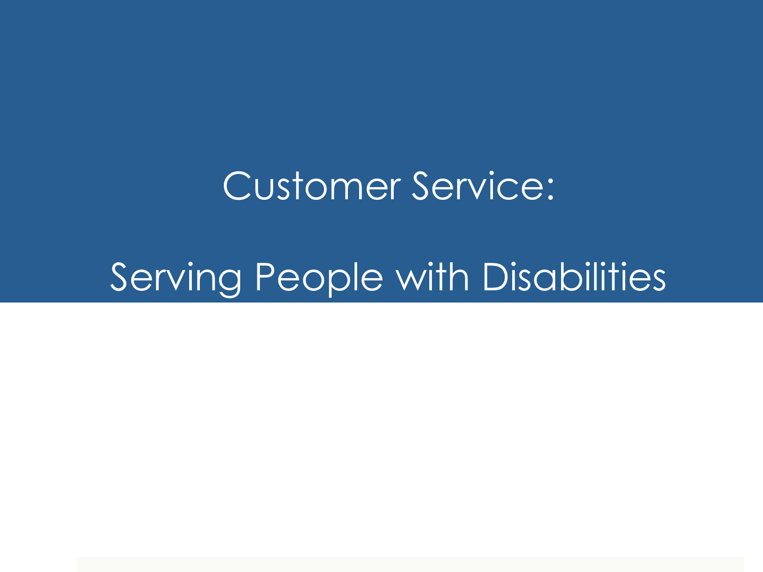# Customer Service:

# Serving People with Disabilities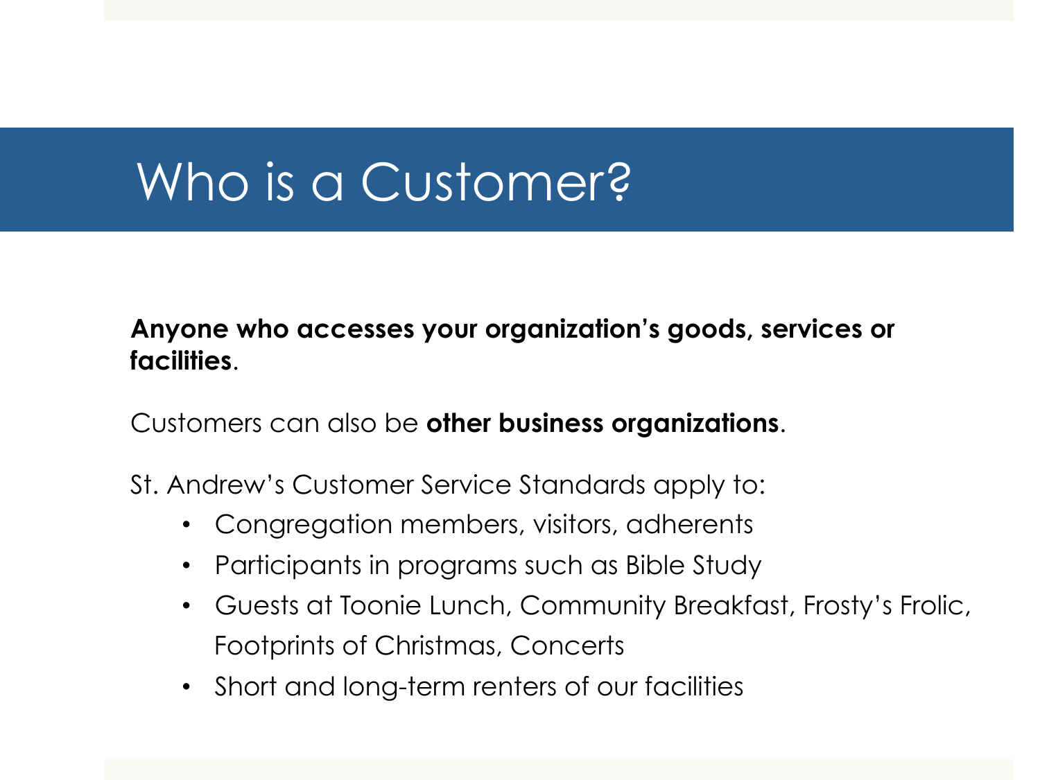# Who is a Customer?

**Anyone who accesses your organization's goods, services or facilities**.

Customers can also be **other business organizations**.

St. Andrew's Customer Service Standards apply to:

- Congregation members, visitors, adherents
- Participants in programs such as Bible Study
- Guests at Toonie Lunch, Community Breakfast, Frosty's Frolic, Footprints of Christmas, Concerts
- Short and long-term renters of our facilities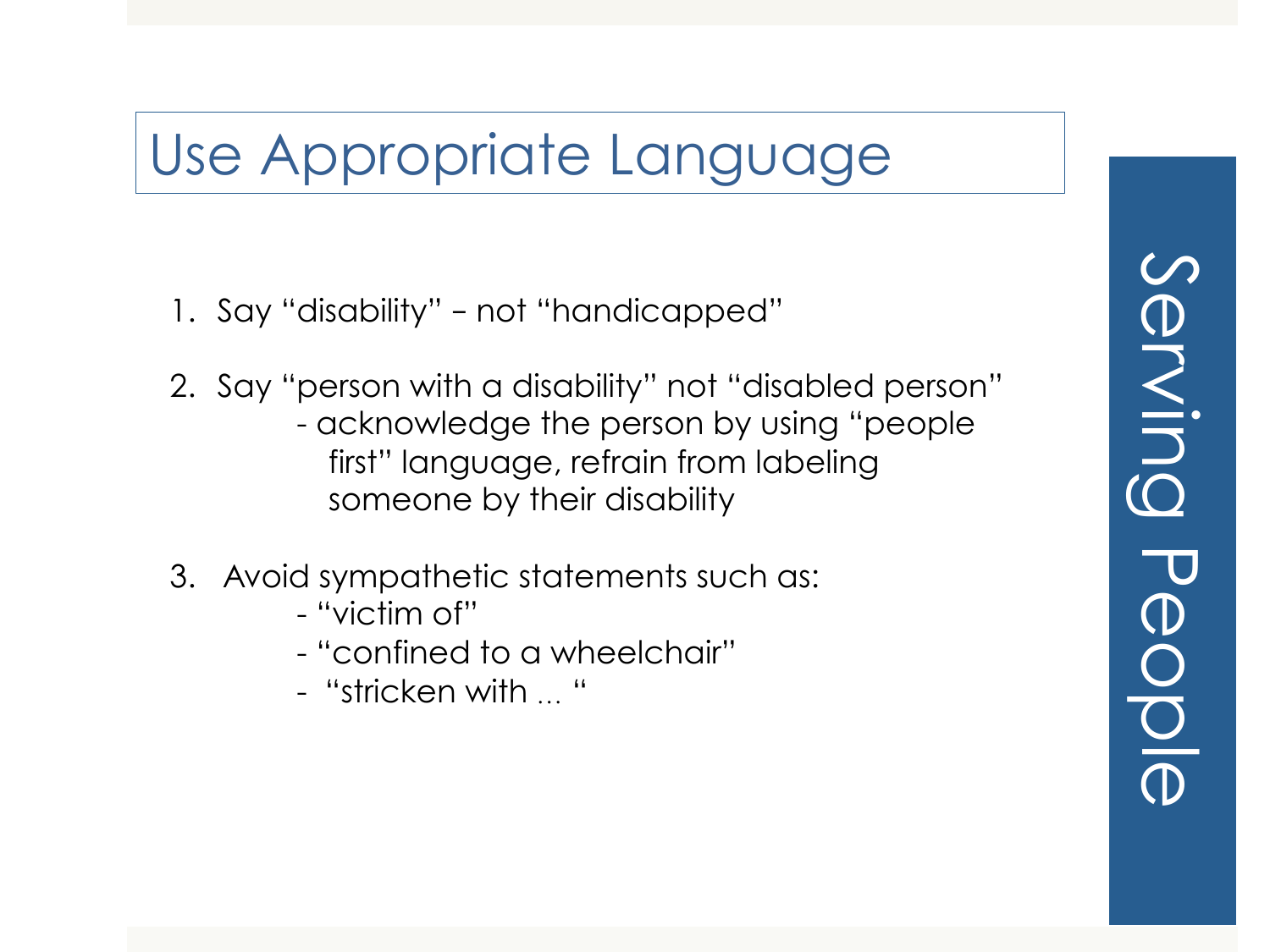# Use Appropriate Language

1. Say "disability" – not "handicapped"

2. Say "person with a disability" not "disabled person"
   - acknowledge the person by using "people first" language, refrain from labeling someone by their disability

3. Avoid sympathetic statements such as:
   - "victim of"
   - "confined to a wheelchair"
   - "stricken with ... "

Serving People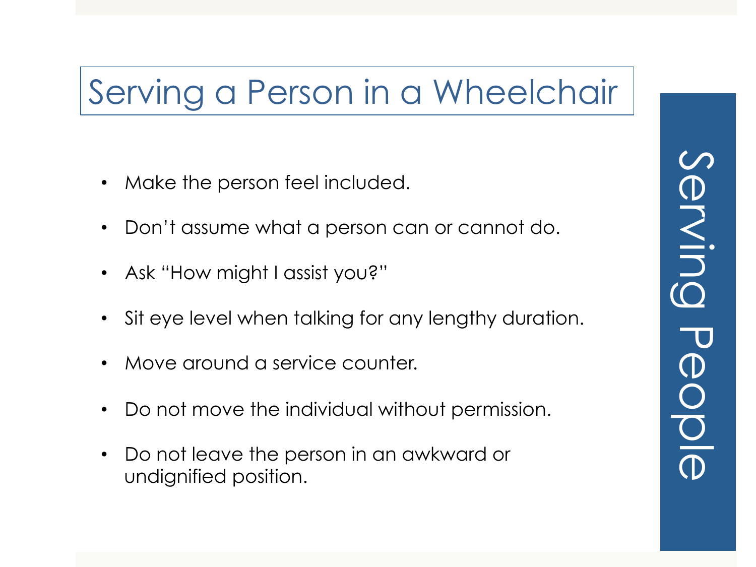# Serving a Person in a Wheelchair

- Make the person feel included.
- Don't assume what a person can or cannot do.
- Ask "How might I assist you?"
- Sit eye level when talking for any lengthy duration.
- Move around a service counter.
- Do not move the individual without permission.
- Do not leave the person in an awkward or undignified position.

Serving People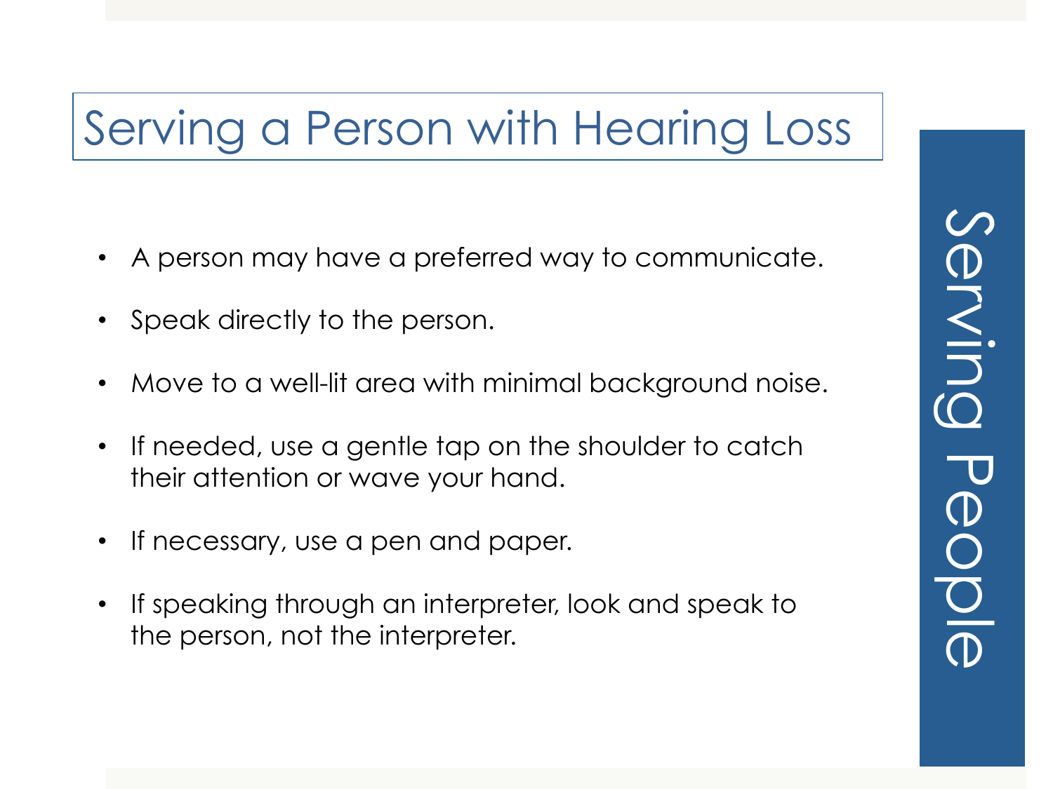# Serving a Person with Hearing Loss

- A person may have a preferred way to communicate.
- Speak directly to the person.
- Move to a well-lit area with minimal background noise.
- If needed, use a gentle tap on the shoulder to catch their attention or wave your hand.
- If necessary, use a pen and paper.
- If speaking through an interpreter, look and speak to the person, not the interpreter.

Serving People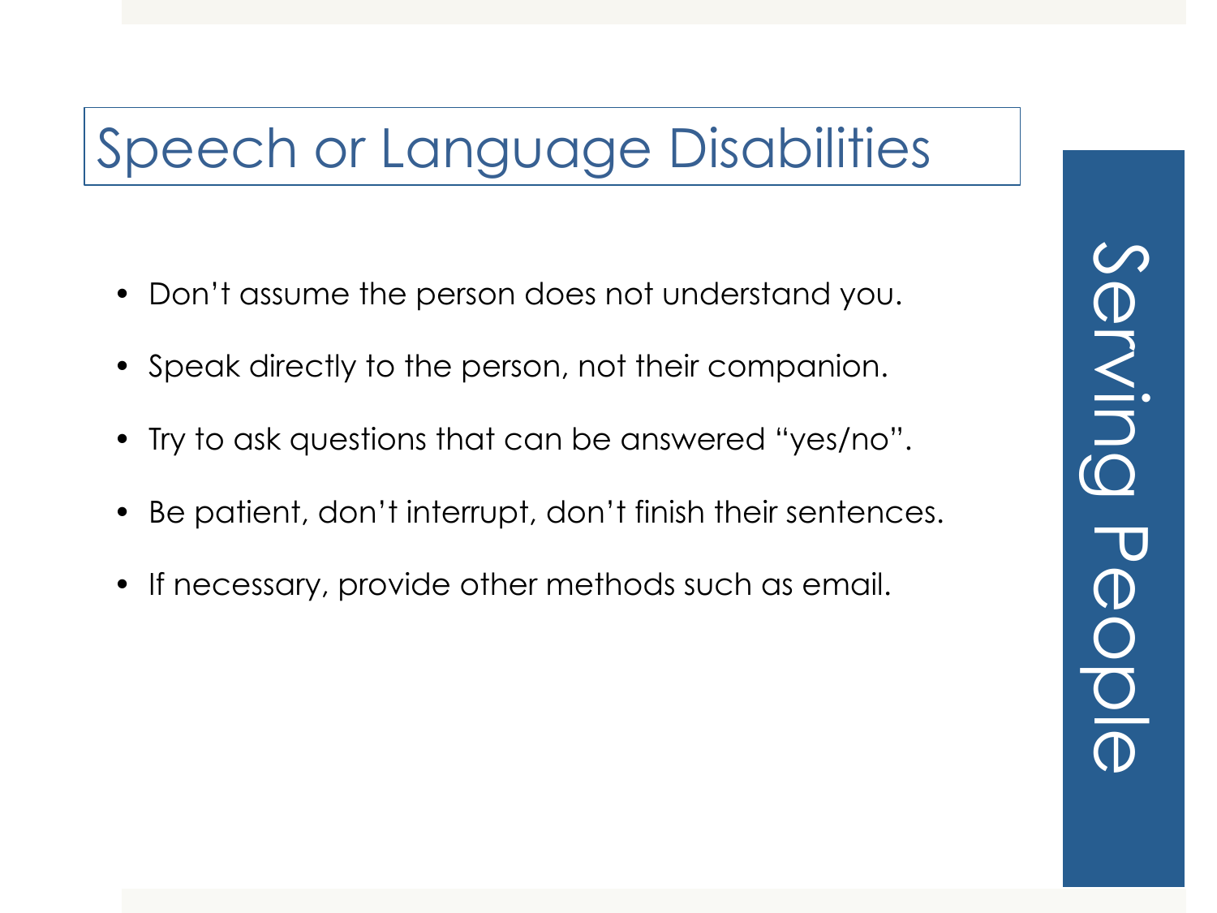# Speech or Language Disabilities

- Don't assume the person does not understand you.
- Speak directly to the person, not their companion.
- Try to ask questions that can be answered "yes/no".
- Be patient, don't interrupt, don't finish their sentences.
- If necessary, provide other methods such as email.

Serving People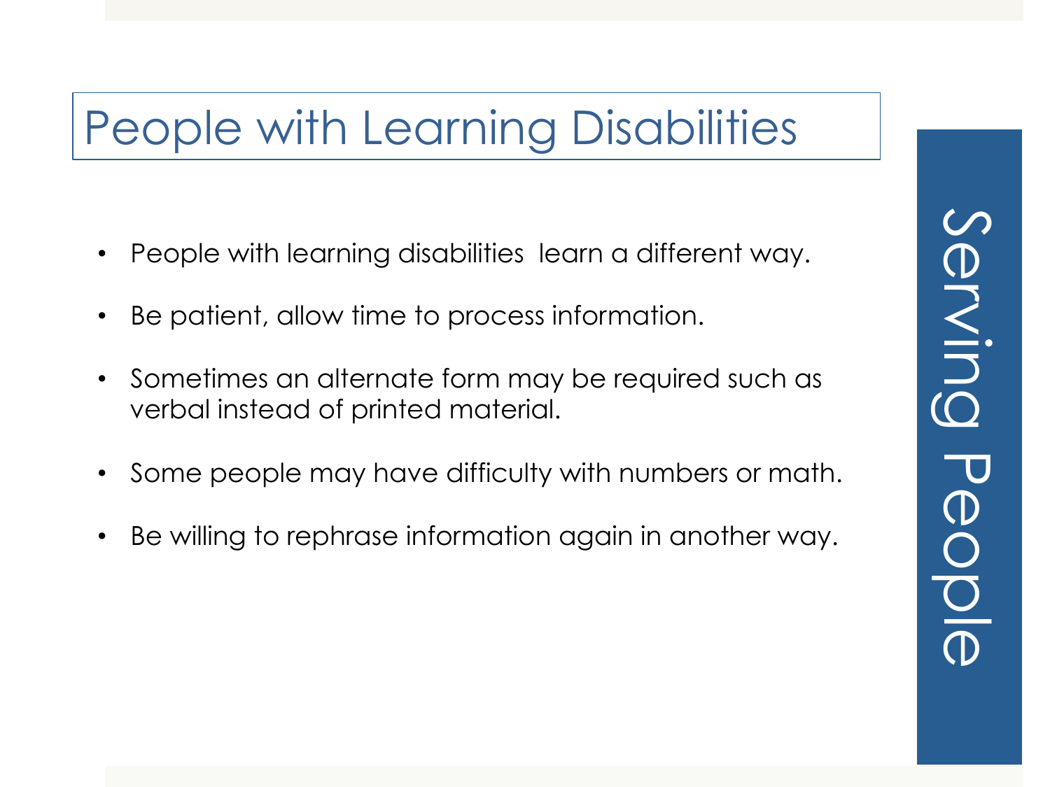# People with Learning Disabilities

- People with learning disabilities  learn a different way.
- Be patient, allow time to process information.
- Sometimes an alternate form may be required such as verbal instead of printed material.
- Some people may have difficulty with numbers or math.
- Be willing to rephrase information again in another way.

Serving People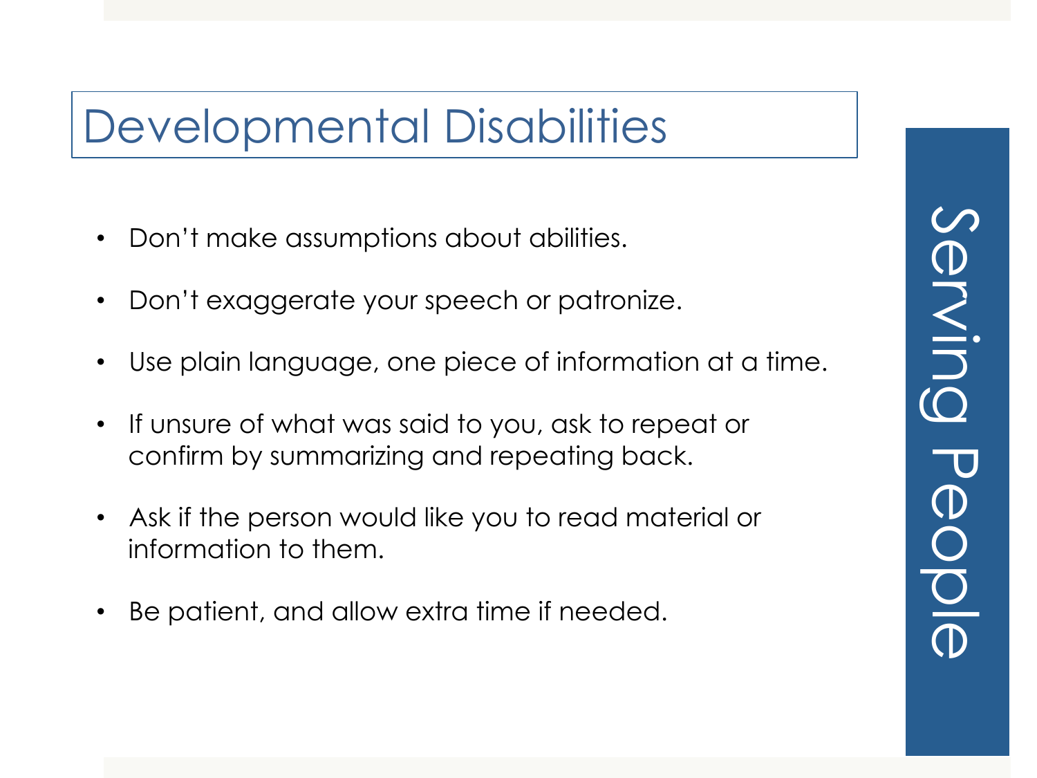# Developmental Disabilities

- Don’t make assumptions about abilities.
- Don’t exaggerate your speech or patronize.
- Use plain language, one piece of information at a time.
- If unsure of what was said to you, ask to repeat or confirm by summarizing and repeating back.
- Ask if the person would like you to read material or information to them.
- Be patient, and allow extra time if needed.

Serving People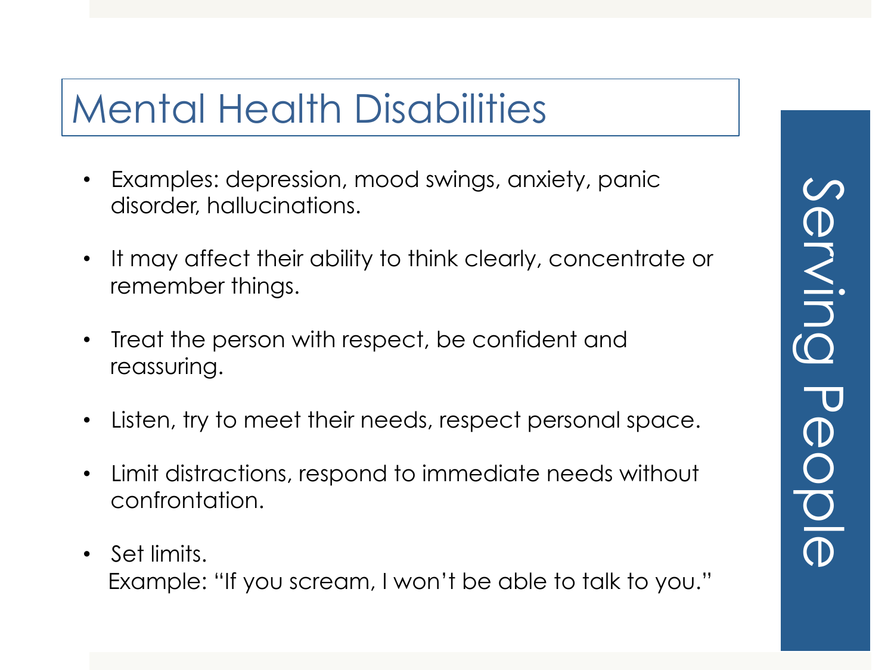# Mental Health Disabilities

- Examples: depression, mood swings, anxiety, panic disorder, hallucinations.
- It may affect their ability to think clearly, concentrate or remember things.
- Treat the person with respect, be confident and reassuring.
- Listen, try to meet their needs, respect personal space.
- Limit distractions, respond to immediate needs without confrontation.
- Set limits.
  Example: "If you scream, I won't be able to talk to you."

Serving People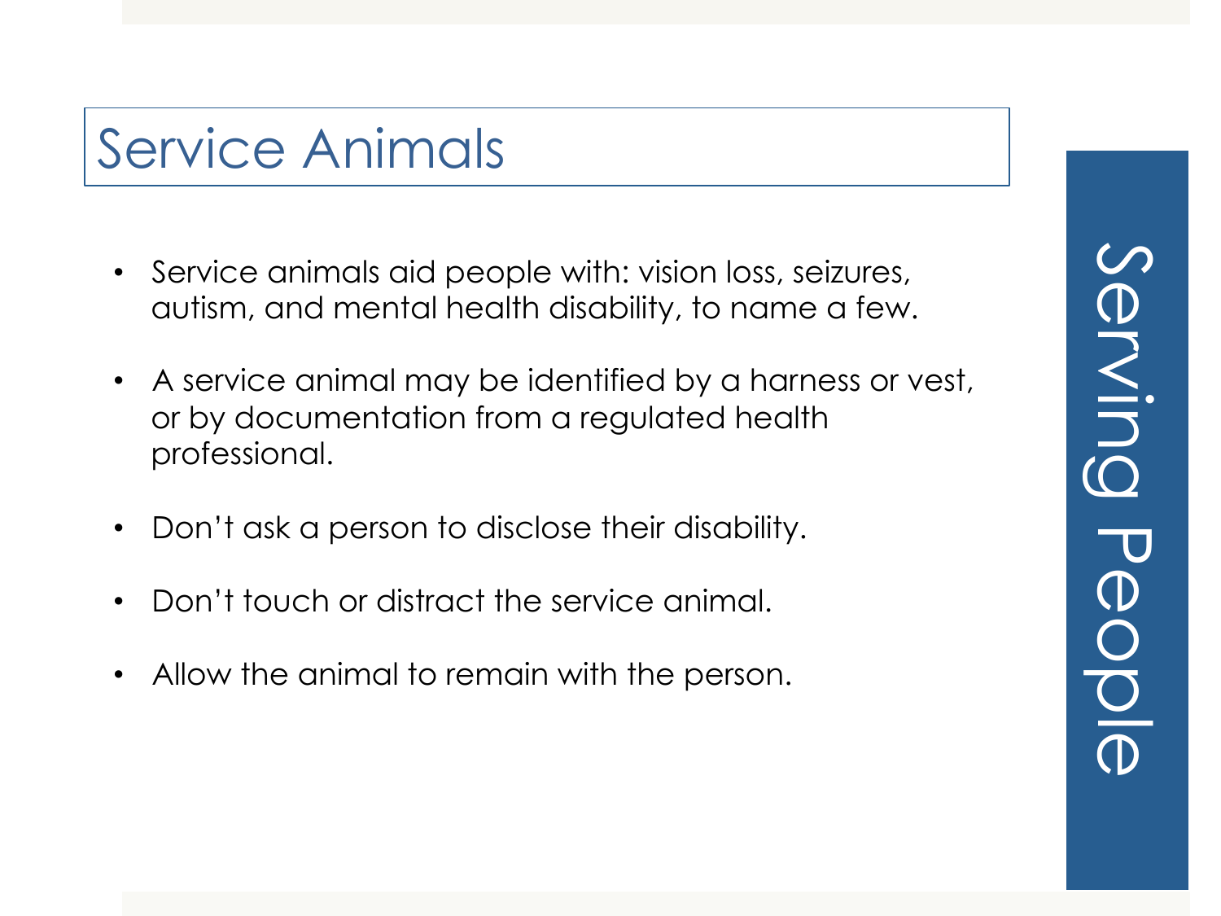# Service Animals

- Service animals aid people with: vision loss, seizures, autism, and mental health disability, to name a few.
- A service animal may be identified by a harness or vest, or by documentation from a regulated health professional.
- Don't ask a person to disclose their disability.
- Don't touch or distract the service animal.
- Allow the animal to remain with the person.

Serving People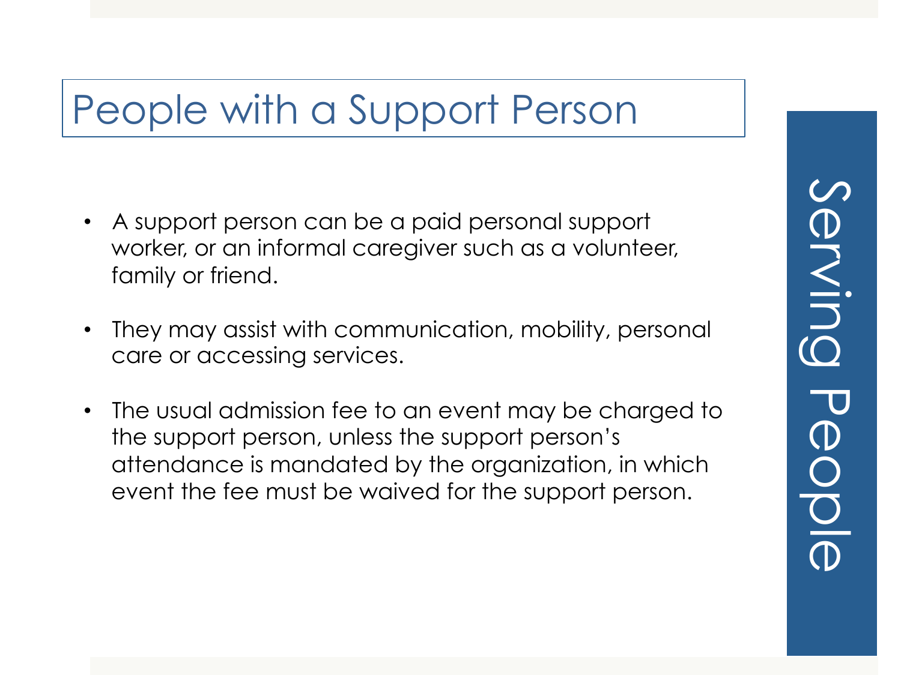# People with a Support Person

- A support person can be a paid personal support worker, or an informal caregiver such as a volunteer, family or friend.
- They may assist with communication, mobility, personal care or accessing services.
- The usual admission fee to an event may be charged to the support person, unless the support person's attendance is mandated by the organization, in which event the fee must be waived for the support person.

Serving People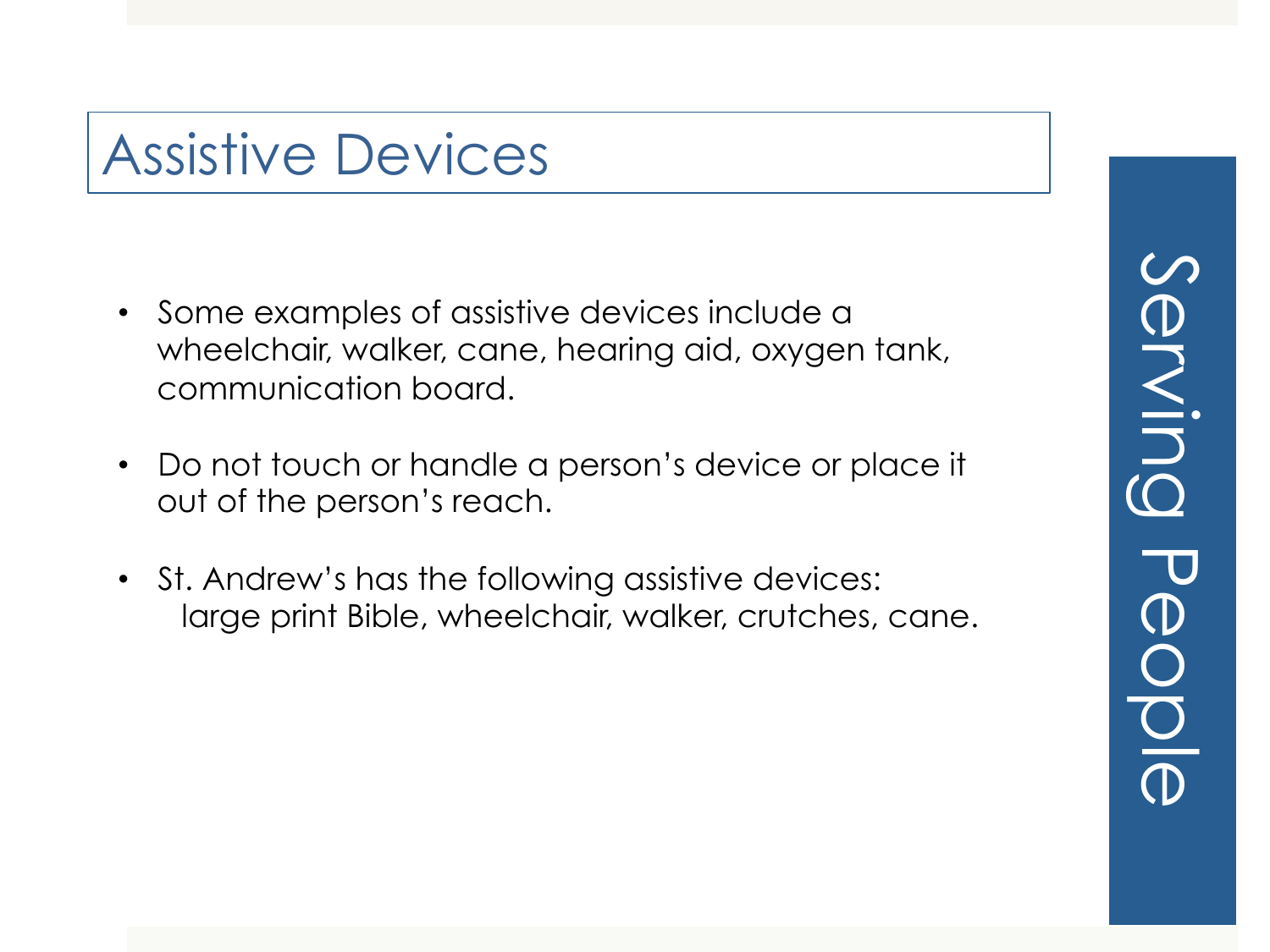## Assistive Devices

- Some examples of assistive devices include a wheelchair, walker, cane, hearing aid, oxygen tank, communication board.
- Do not touch or handle a person's device or place it out of the person's reach.
- St. Andrew's has the following assistive devices: large print Bible, wheelchair, walker, crutches, cane.

Serving People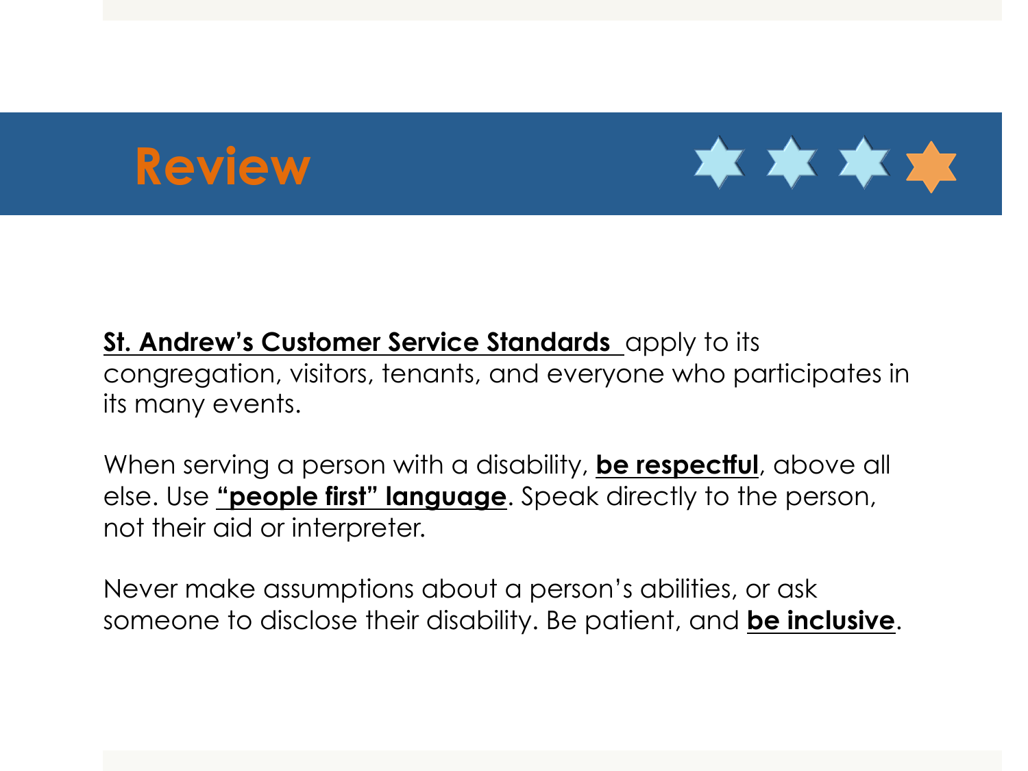# Review

**St. Andrew's Customer Service Standards** apply to its congregation, visitors, tenants, and everyone who participates in its many events.

When serving a person with a disability, **be respectful**, above all else. Use **"people first" language**. Speak directly to the person, not their aid or interpreter.

Never make assumptions about a person's abilities, or ask someone to disclose their disability. Be patient, and **be inclusive**.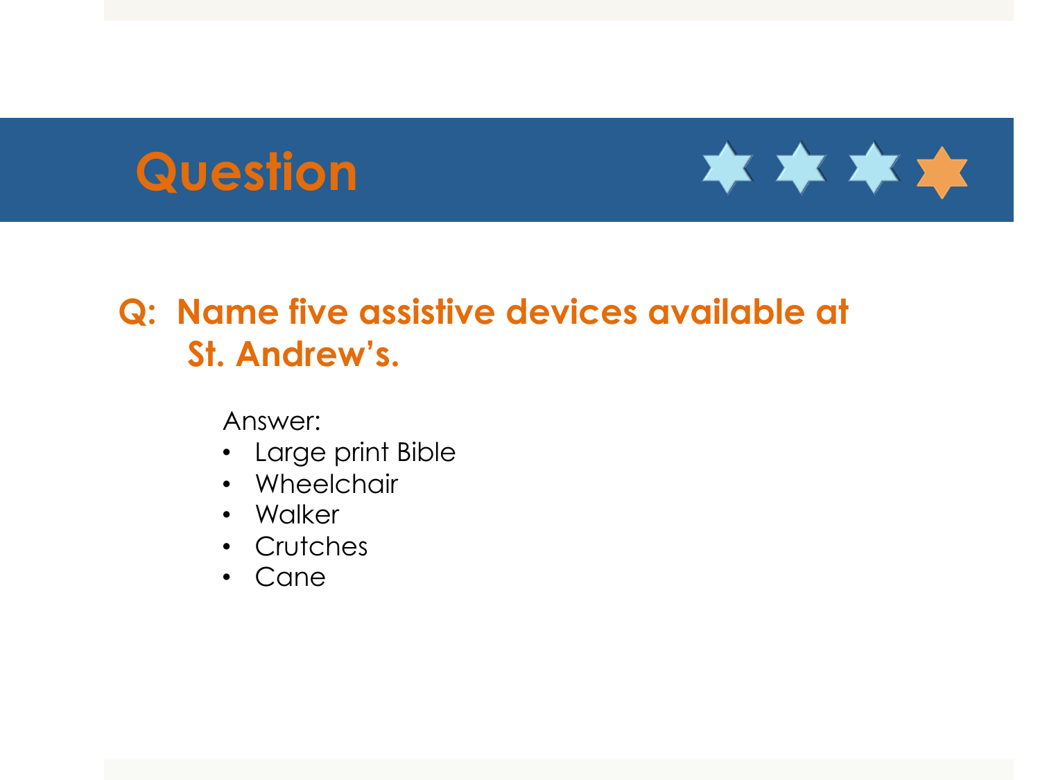# Question

**Q: Name five assistive devices available at St. Andrew's.**

Answer:

- Large print Bible
- Wheelchair
- Walker
- Crutches
- Cane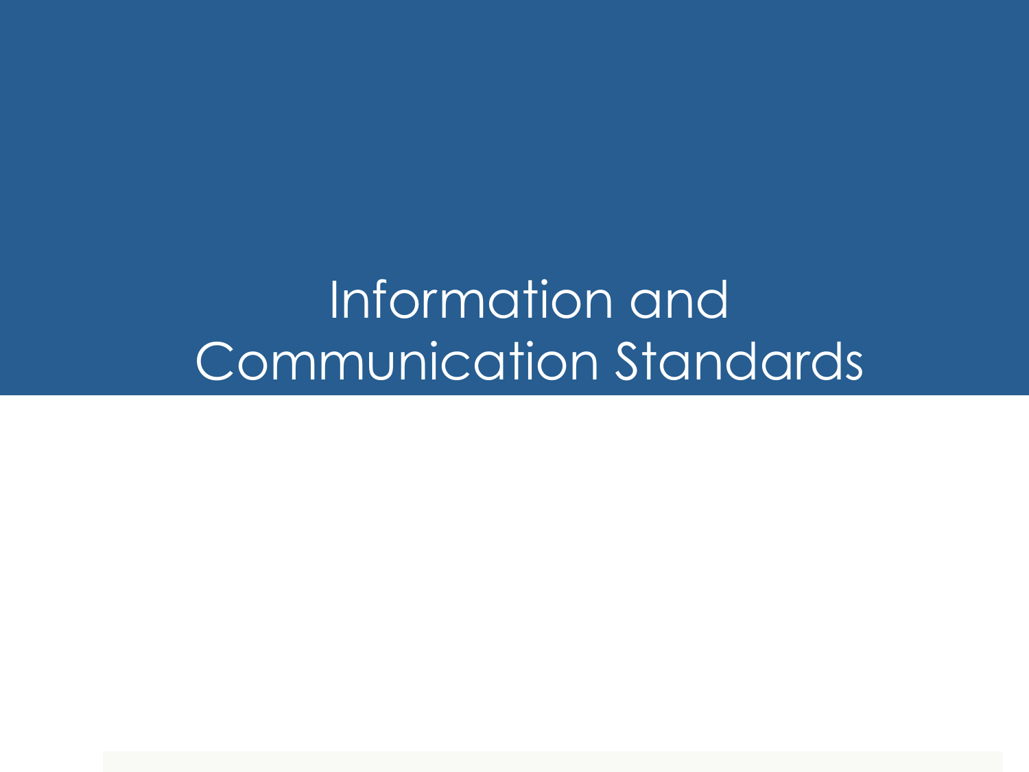# Information and Communication Standards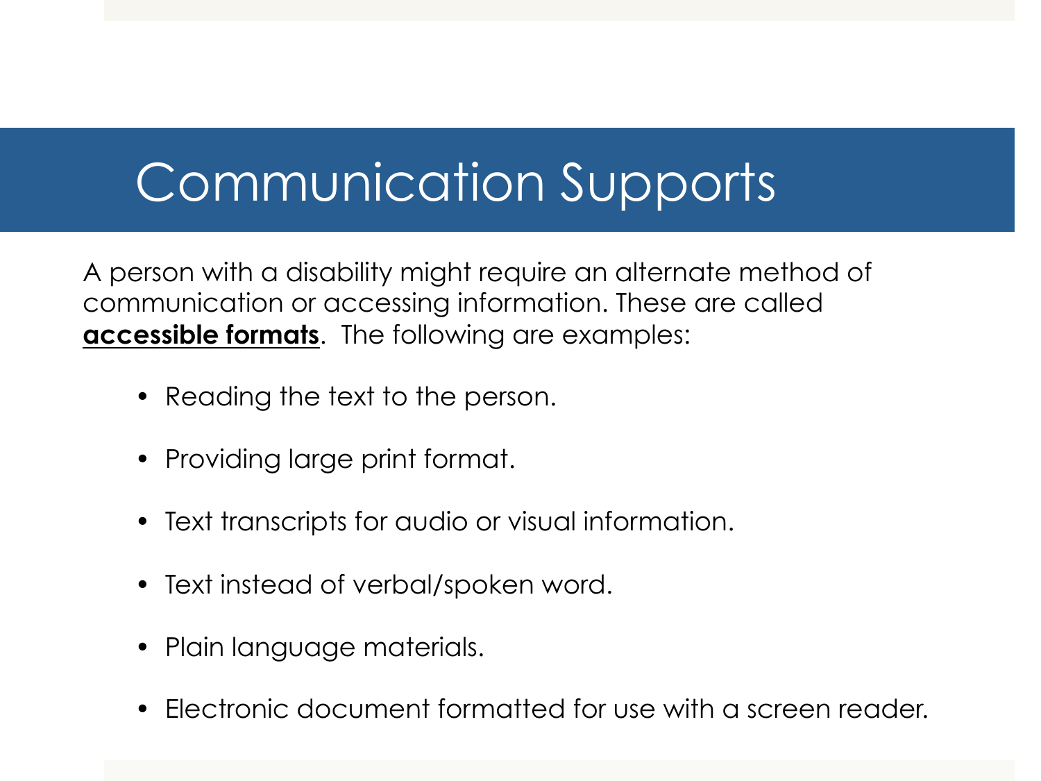# Communication Supports

A person with a disability might require an alternate method of communication or accessing information. These are called **accessible formats**. The following are examples:

- Reading the text to the person.
- Providing large print format.
- Text transcripts for audio or visual information.
- Text instead of verbal/spoken word.
- Plain language materials.
- Electronic document formatted for use with a screen reader.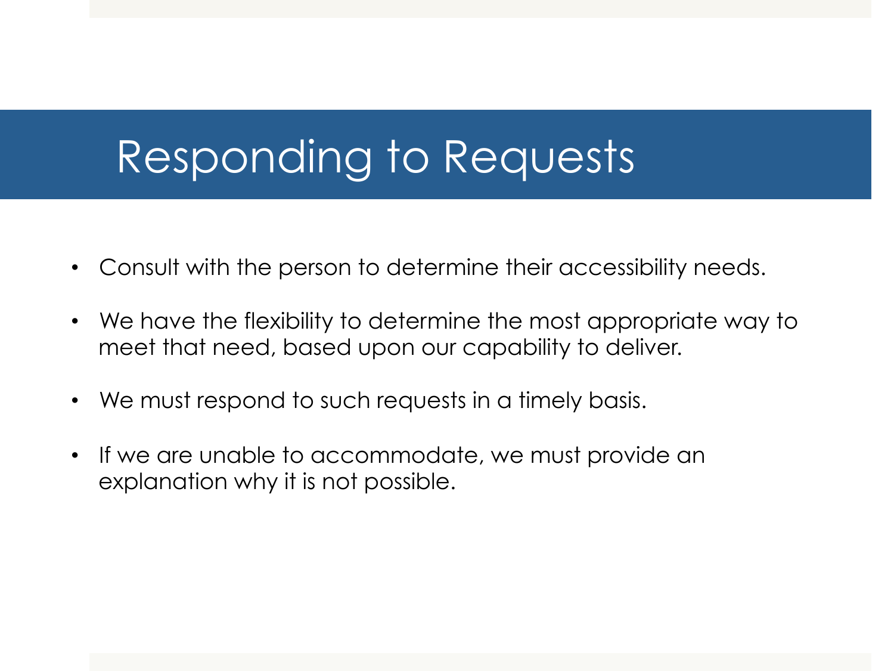# Responding to Requests

- Consult with the person to determine their accessibility needs.
- We have the flexibility to determine the most appropriate way to meet that need, based upon our capability to deliver.
- We must respond to such requests in a timely basis.
- If we are unable to accommodate, we must provide an explanation why it is not possible.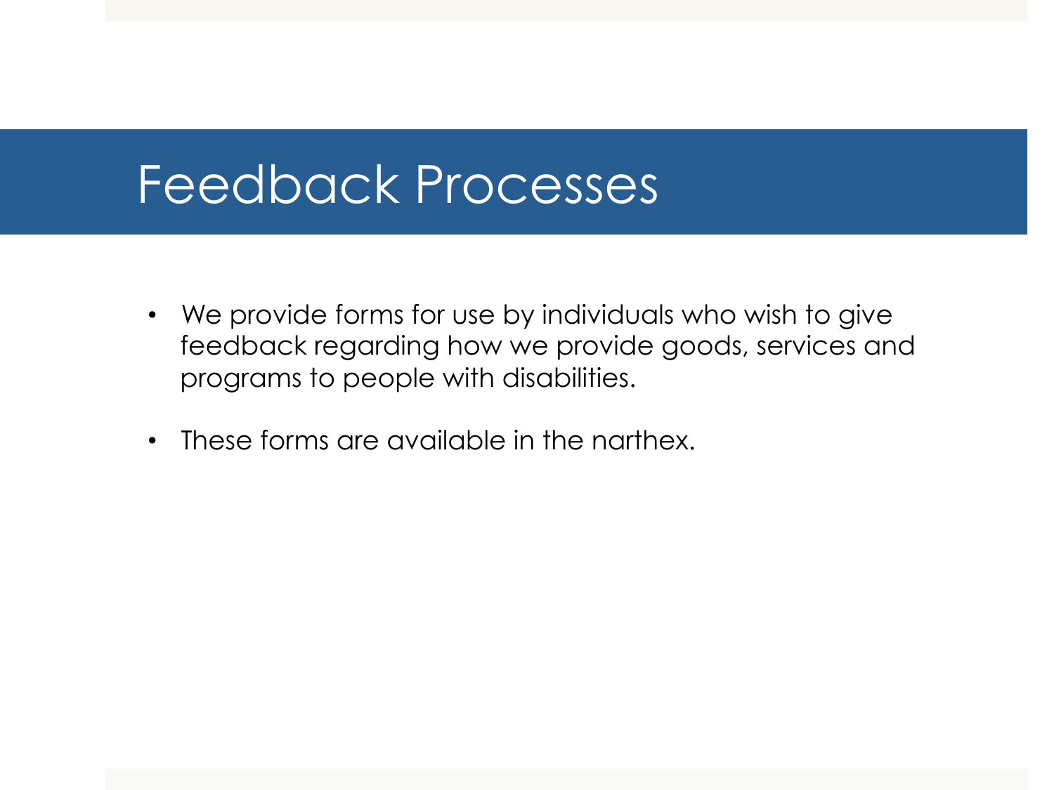# Feedback Processes

- We provide forms for use by individuals who wish to give feedback regarding how we provide goods, services and programs to people with disabilities.
- These forms are available in the narthex.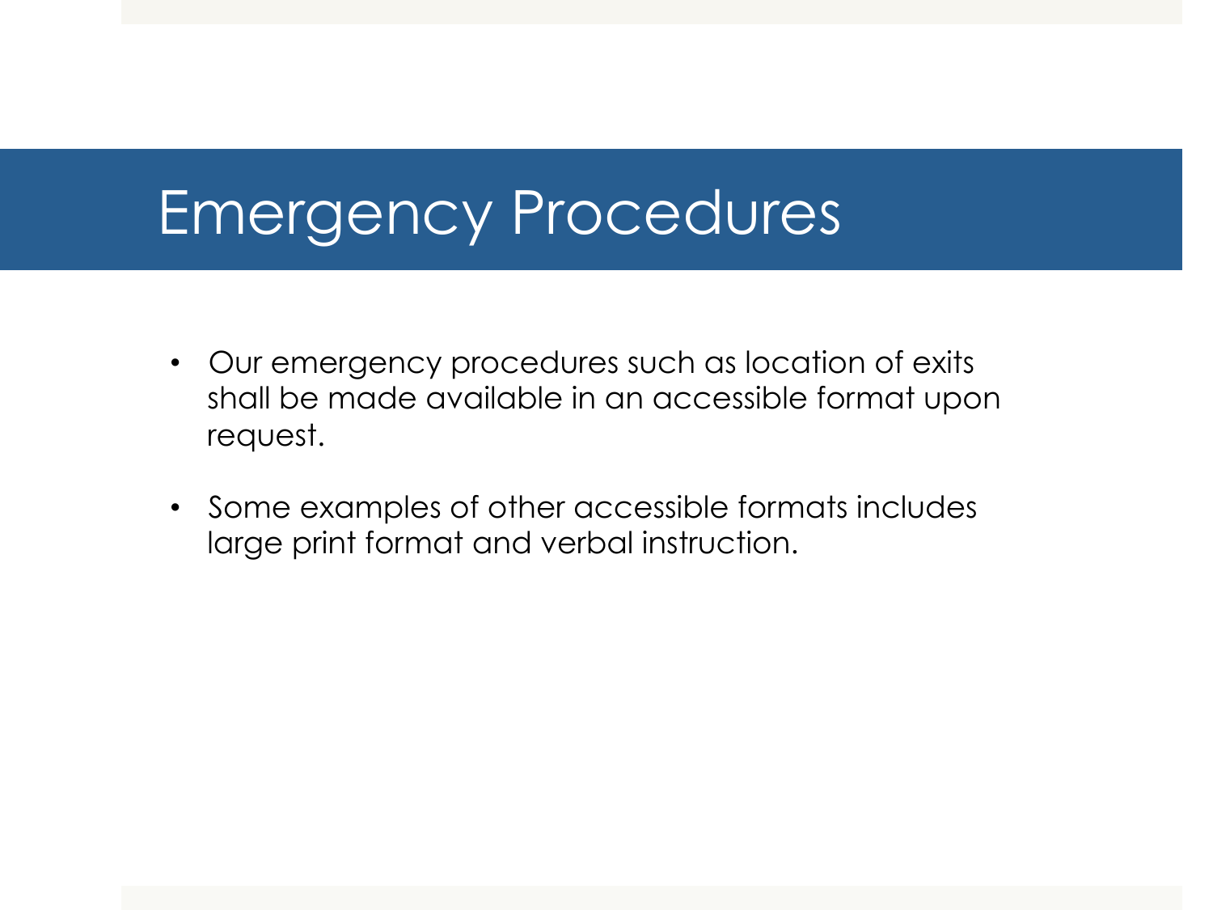# Emergency Procedures

- Our emergency procedures such as location of exits shall be made available in an accessible format upon request.
- Some examples of other accessible formats includes large print format and verbal instruction.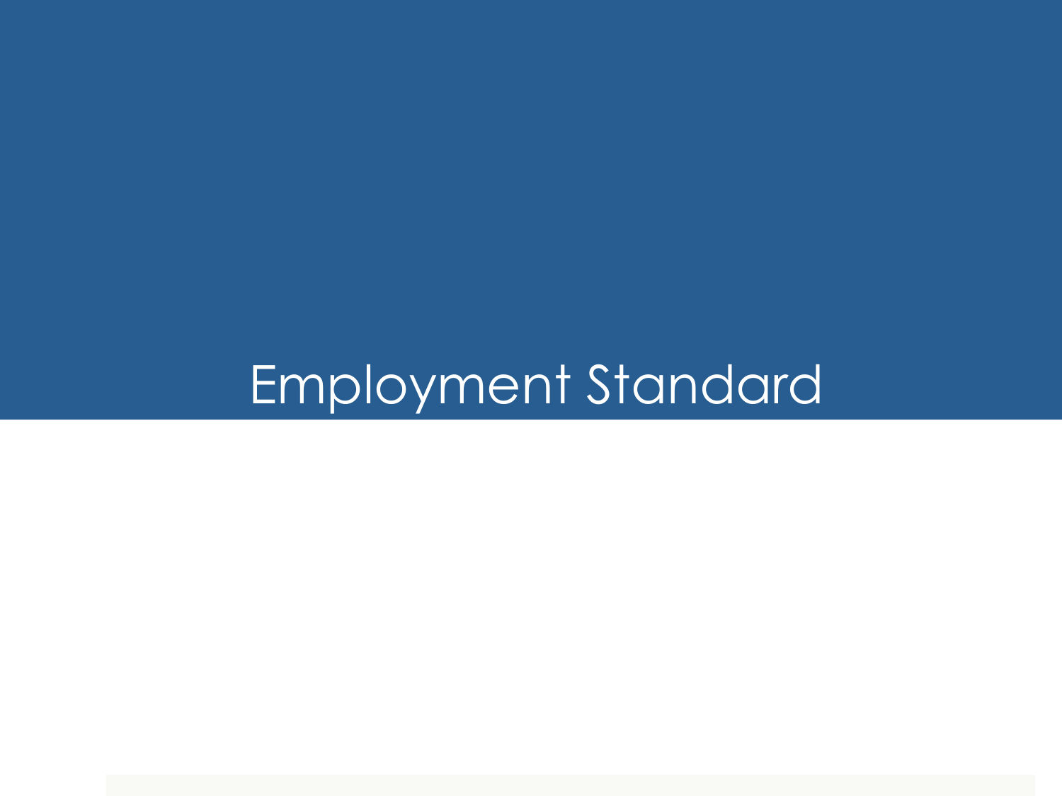# Employment Standard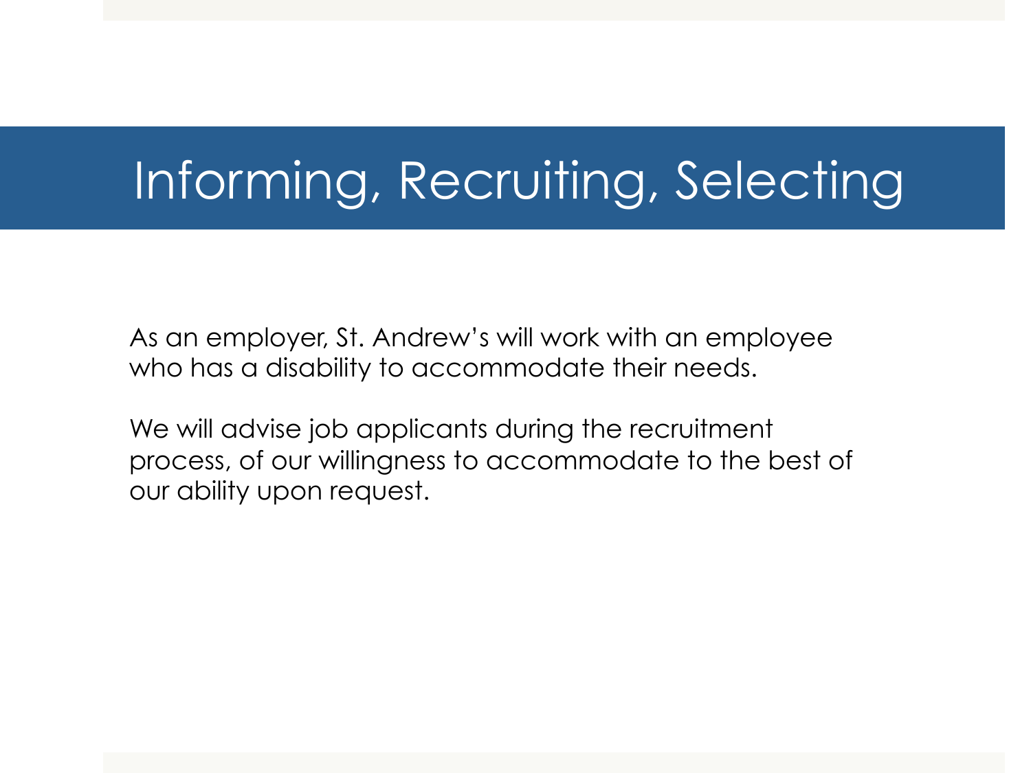# Informing, Recruiting, Selecting

As an employer, St. Andrew's will work with an employee who has a disability to accommodate their needs.

We will advise job applicants during the recruitment process, of our willingness to accommodate to the best of our ability upon request.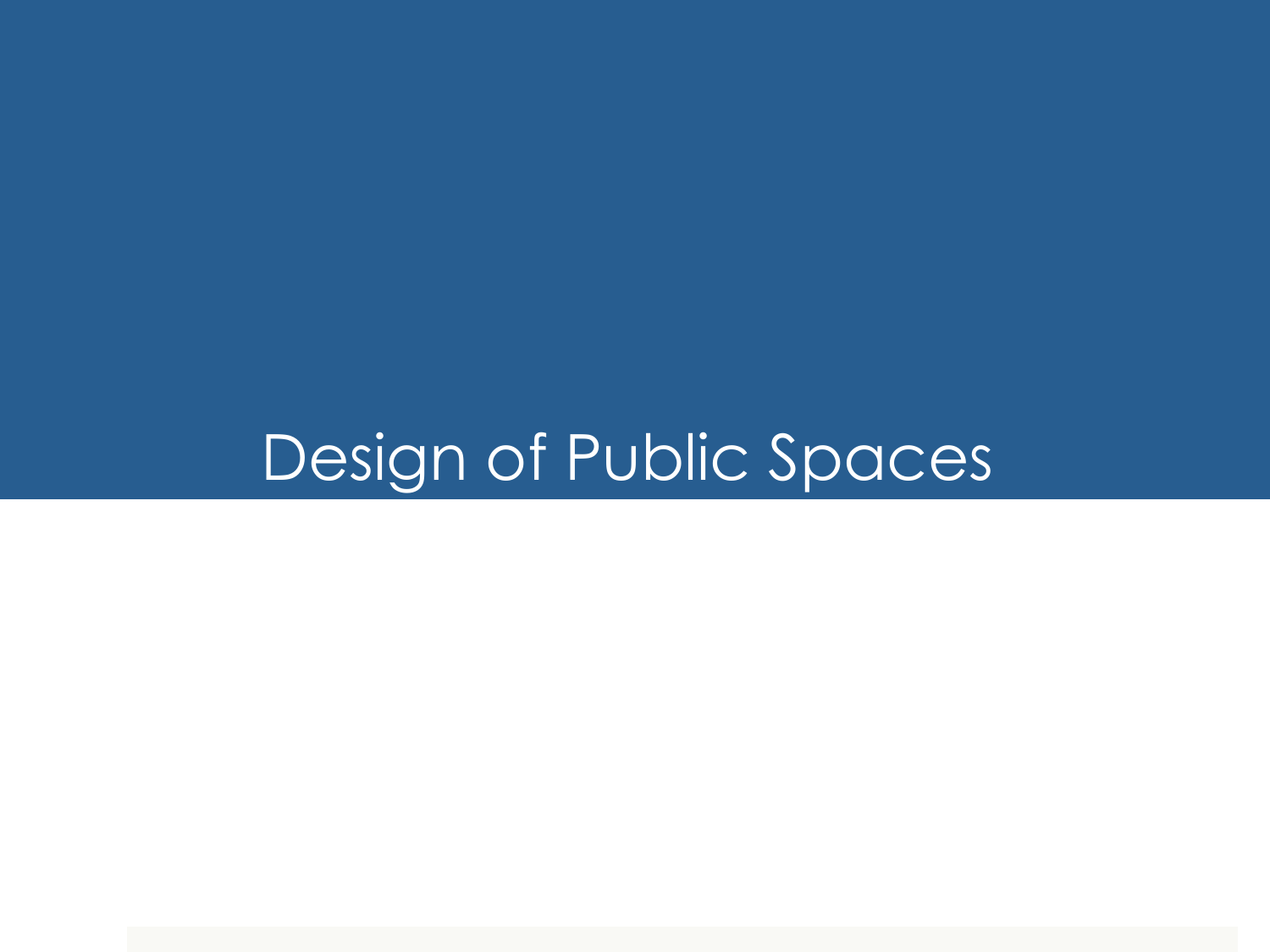# Design of Public Spaces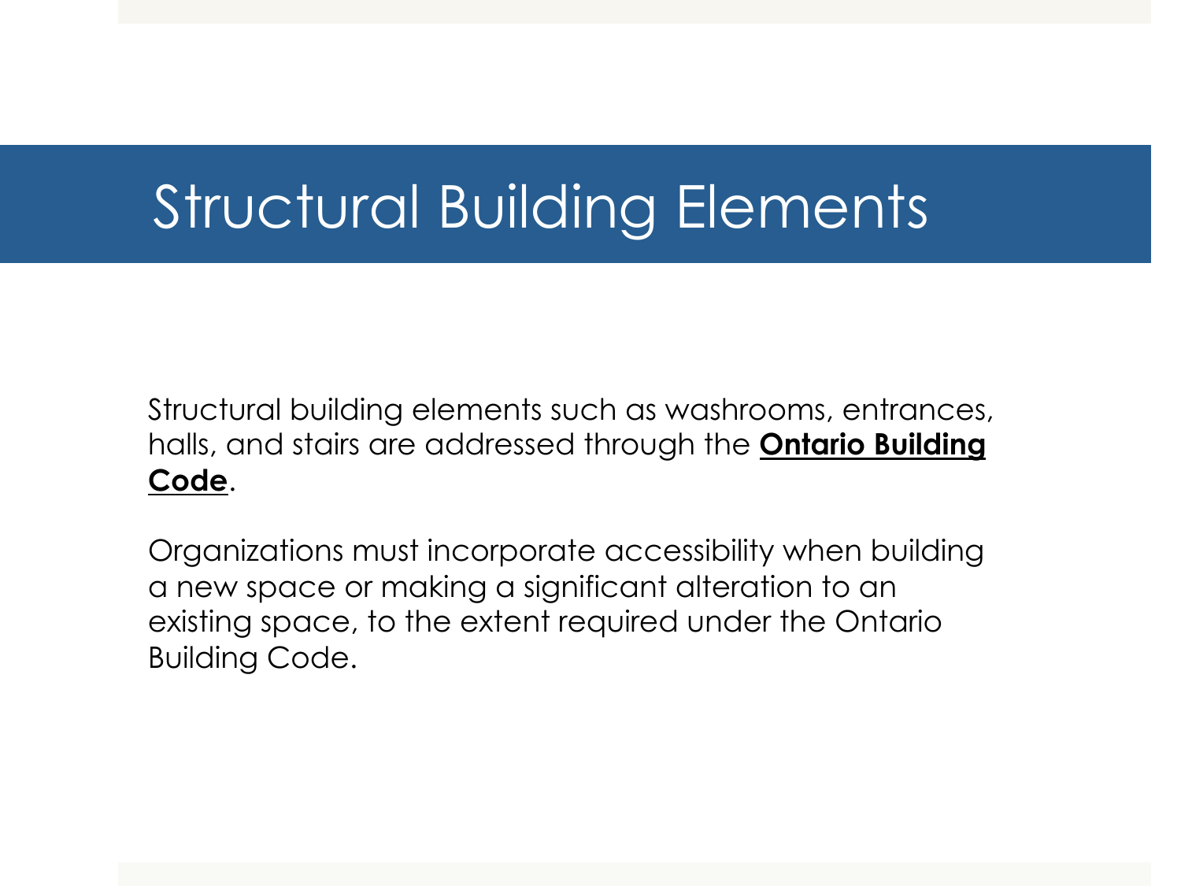# Structural Building Elements

Structural building elements such as washrooms, entrances, halls, and stairs are addressed through the **Ontario Building Code**.

Organizations must incorporate accessibility when building a new space or making a significant alteration to an existing space, to the extent required under the Ontario Building Code.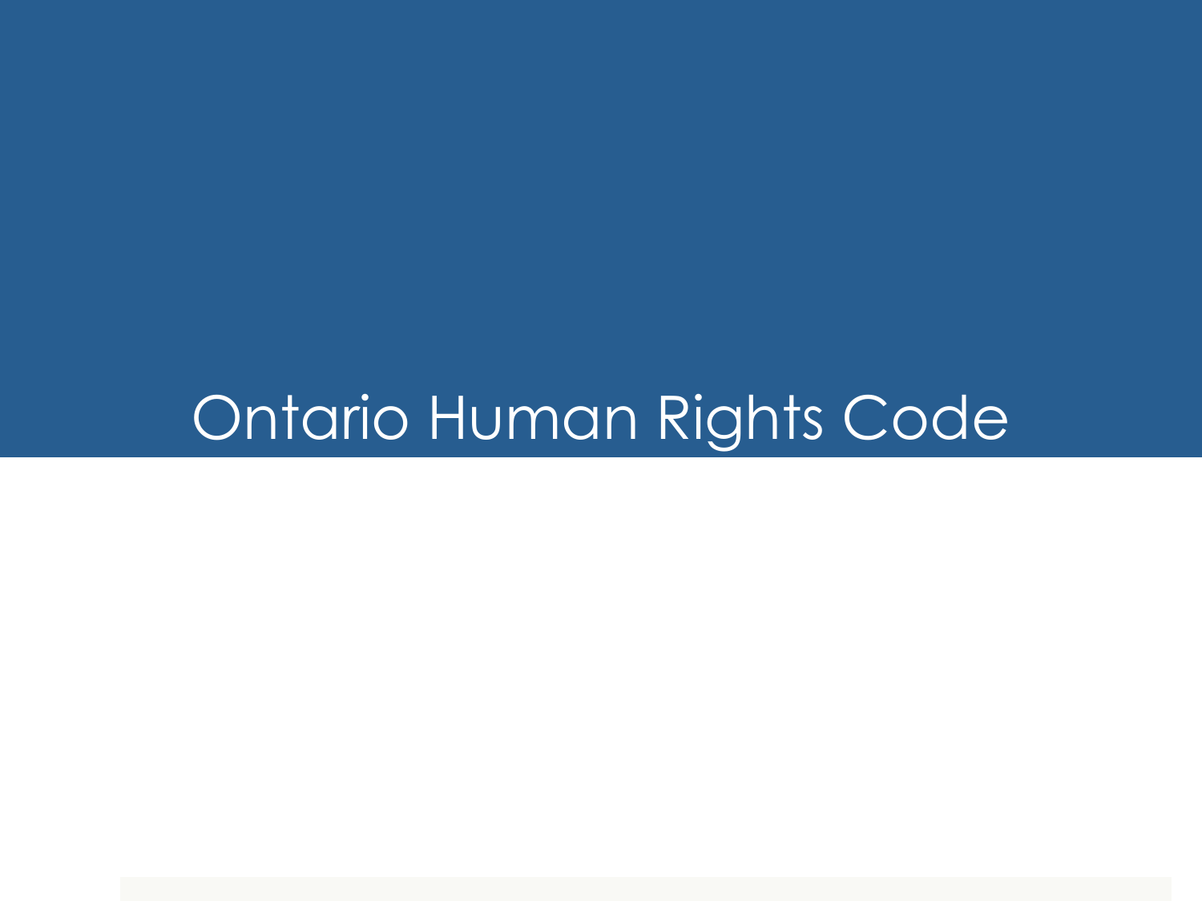# Ontario Human Rights Code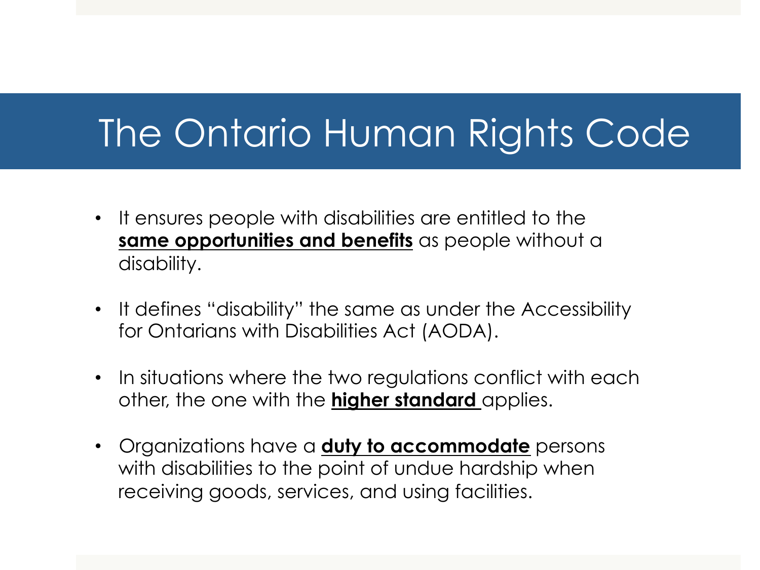# The Ontario Human Rights Code

- It ensures people with disabilities are entitled to the **same opportunities and benefits** as people without a disability.
- It defines “disability” the same as under the Accessibility for Ontarians with Disabilities Act (AODA).
- In situations where the two regulations conflict with each other, the one with the **higher standard** applies.
- Organizations have a **duty to accommodate** persons with disabilities to the point of undue hardship when receiving goods, services, and using facilities.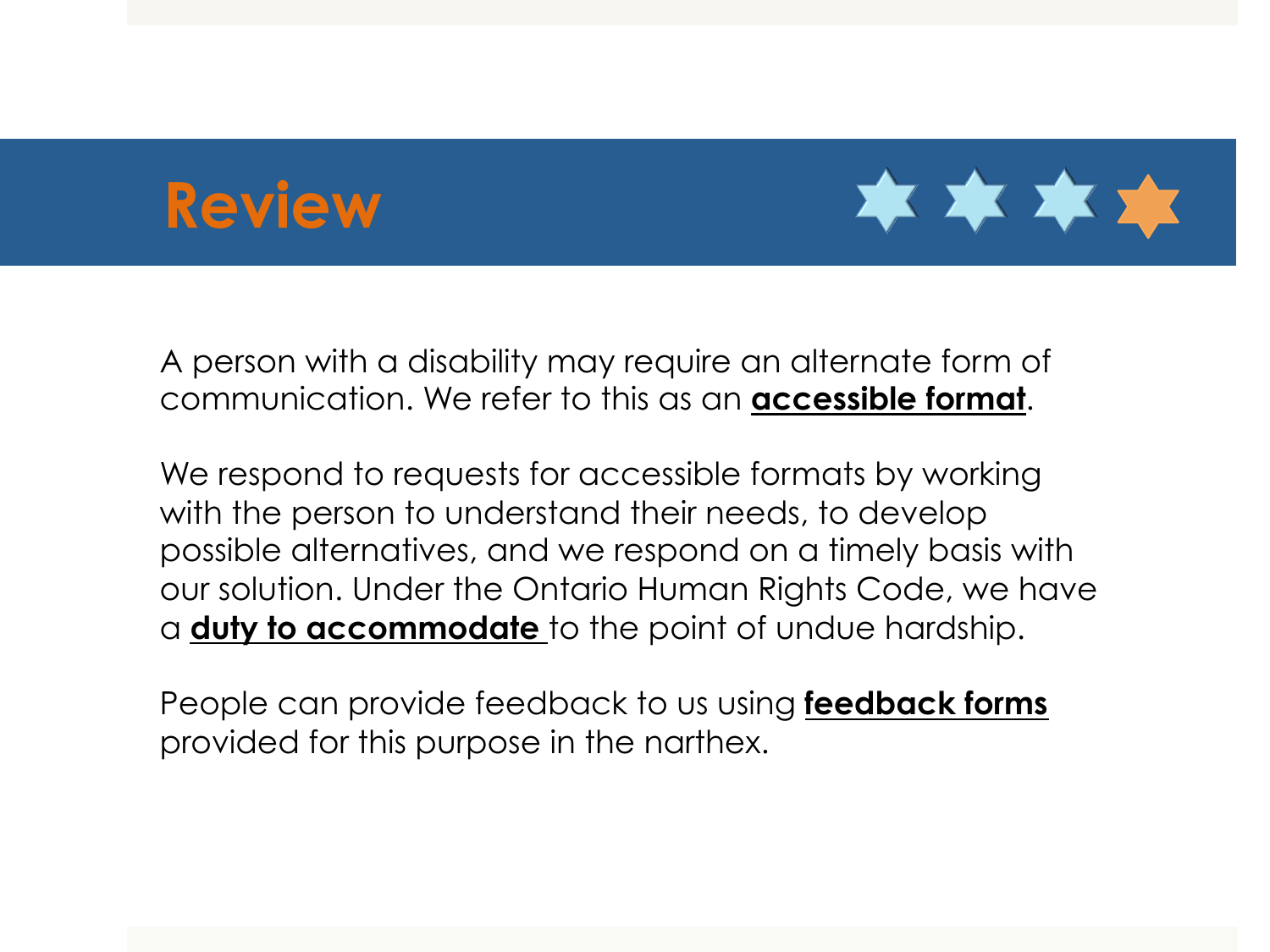# Review

A person with a disability may require an alternate form of communication. We refer to this as an **accessible format**.

We respond to requests for accessible formats by working with the person to understand their needs, to develop possible alternatives, and we respond on a timely basis with our solution. Under the Ontario Human Rights Code, we have a **duty to accommodate** to the point of undue hardship.

People can provide feedback to us using **feedback forms** provided for this purpose in the narthex.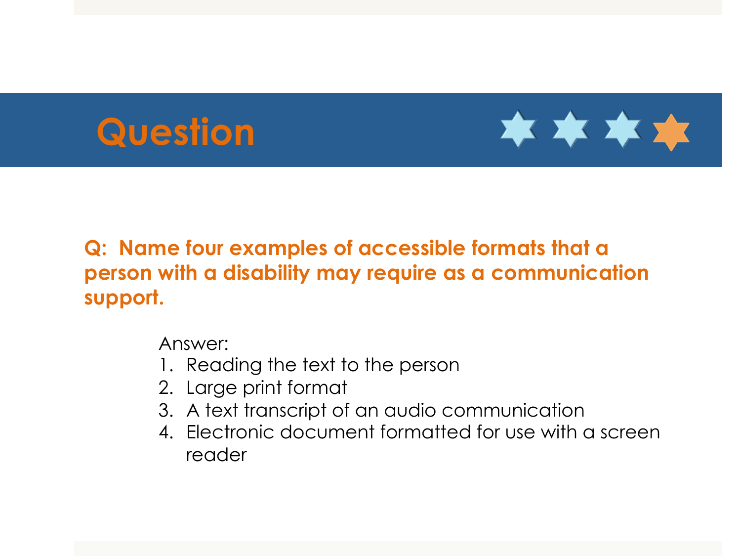# Question

**Q: Name four examples of accessible formats that a person with a disability may require as a communication support.**

Answer:

1. Reading the text to the person
2. Large print format
3. A text transcript of an audio communication
4. Electronic document formatted for use with a screen reader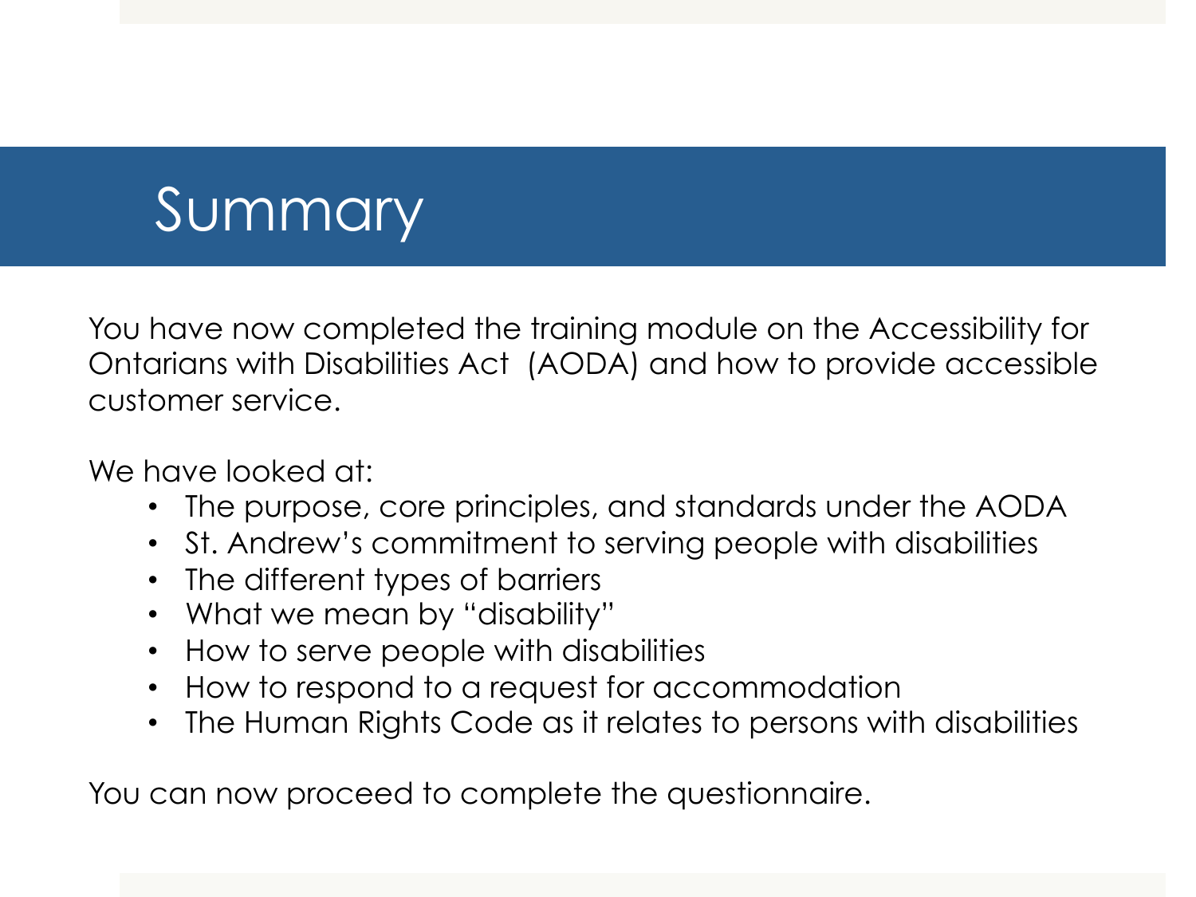# Summary

You have now completed the training module on the Accessibility for Ontarians with Disabilities Act  (AODA) and how to provide accessible customer service.

We have looked at:

- The purpose, core principles, and standards under the AODA
- St. Andrew's commitment to serving people with disabilities
- The different types of barriers
- What we mean by "disability"
- How to serve people with disabilities
- How to respond to a request for accommodation
- The Human Rights Code as it relates to persons with disabilities

You can now proceed to complete the questionnaire.